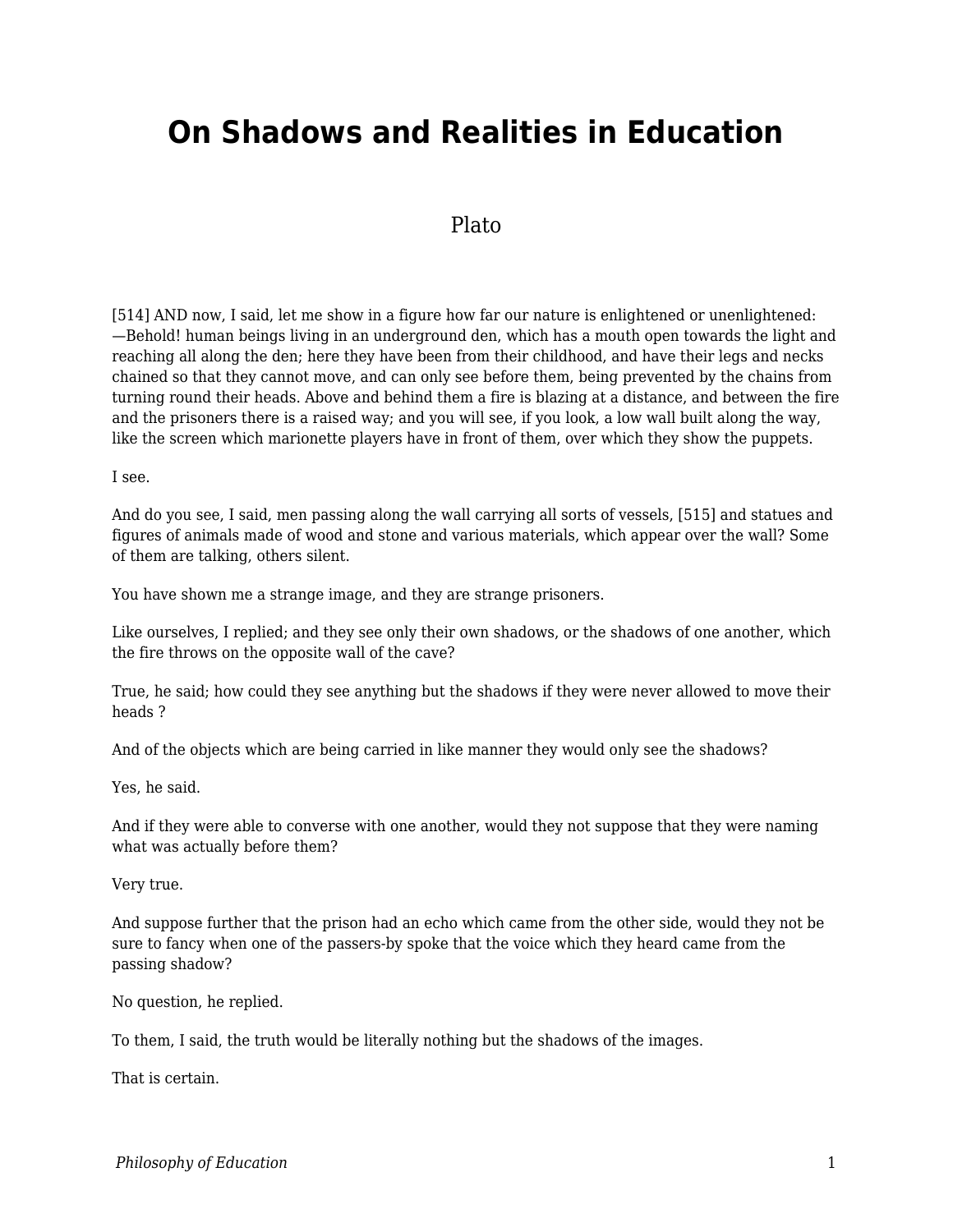# On Shadows and Realities in Education

Plato

[514] AND now, I said, let me show in a figure how far our nature is enlightened or unenlightened: —Behold! human beings living in an underground den, which has a mouth open towards the light and reaching all along the den; here they have been from their childhood, and have their legs and necks chained so that they cannot move, and can only see before them, being prevented by the chains from turning round their heads. Above and behind them a fire is blazing at a distance, and between the fire and the prisoners there is a raised way; and you will see, if you look, a low wall built along the way, like the screen which marionette players have in front of them, over which they show the puppets.

I see.

And do you see, I said, men passing along the wall carrying all sorts of vessels, [515] and statues and figures of animals made of wood and stone and various materials, which appear over the wall? Some of them are talking, others silent.

You have shown me a strange image, and they are strange prisoners.

Like ourselves, I replied; and they see only their own shadows, or the shadows of one another, which the fire throws on the opposite wall of the cave?

True, he said; how could they see anything but the shadows if they were never allowed to move their heads ?

And of the objects which are being carried in like manner they would only see the shadows?

Yes, he said.

And if they were able to converse with one another, would they not suppose that they were naming what was actually before them?

Very true.

And suppose further that the prison had an echo which came from the other side, would they not be sure to fancy when one of the passers-by spoke that the voice which they heard came from the passing shadow?

No question, he replied.

To them, I said, the truth would be literally nothing but the shadows of the images.

That is certain.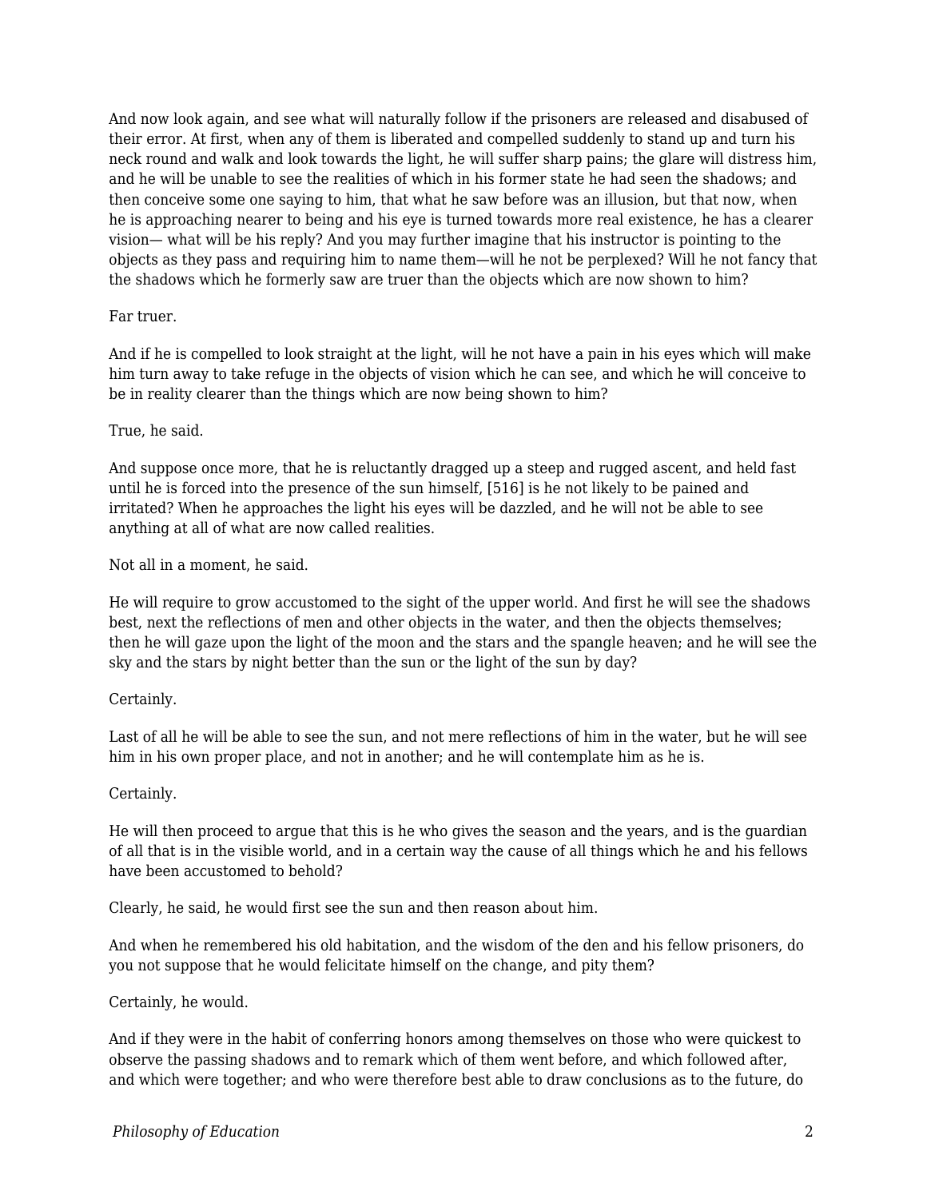And now look again, and see what will naturally follow if the prisoners are released and disabused of their error. At first, when any of them is liberated and compelled suddenly to stand up and turn his neck round and walk and look towards the light, he will suffer sharp pains; the glare will distress him, and he will be unable to see the realities of which in his former state he had seen the shadows; and then conceive some one saying to him, that what he saw before was an illusion, but that now, when he is approaching nearer to being and his eye is turned towards more real existence, he has a clearer vision— what will be his reply? And you may further imagine that his instructor is pointing to the objects as they pass and requiring him to name them—will he not be perplexed? Will he not fancy that the shadows which he formerly saw are truer than the objects which are now shown to him?

Far truer.

And if he is compelled to look straight at the light, will he not have a pain in his eyes which will make him turn away to take refuge in the objects of vision which he can see, and which he will conceive to be in reality clearer than the things which are now being shown to him?

True, he said.

And suppose once more, that he is reluctantly dragged up a steep and rugged ascent, and held fast until he is forced into the presence of the sun himself, [516] is he not likely to be pained and irritated? When he approaches the light his eyes will be dazzled, and he will not be able to see anything at all of what are now called realities.

Not all in a moment, he said.

He will require to grow accustomed to the sight of the upper world. And first he will see the shadows best, next the reflections of men and other objects in the water, and then the objects themselves; then he will gaze upon the light of the moon and the stars and the spangle heaven; and he will see the sky and the stars by night better than the sun or the light of the sun by day?

Certainly.

Last of all he will be able to see the sun, and not mere reflections of him in the water, but he will see him in his own proper place, and not in another; and he will contemplate him as he is.

Certainly.

He will then proceed to argue that this is he who gives the season and the years, and is the guardian of all that is in the visible world, and in a certain way the cause of all things which he and his fellows have been accustomed to behold?

Clearly, he said, he would first see the sun and then reason about him.

And when he remembered his old habitation, and the wisdom of the den and his fellow prisoners, do you not suppose that he would felicitate himself on the change, and pity them?

Certainly, he would.

And if they were in the habit of conferring honors among themselves on those who were quickest to observe the passing shadows and to remark which of them went before, and which followed after, and which were together; and who were therefore best able to draw conclusions as to the future, do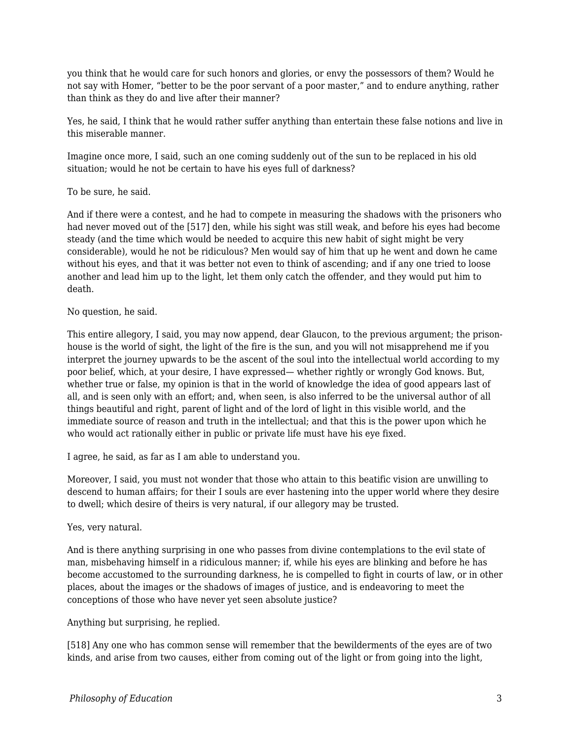you think that he would care for such honors and glories, or envy the possessors of them? Would he not say with Homer, “better to be the poor servant of a poor master,” and to endure anything, rather than think as they do and live after their manner?

Yes, he said, I think that he would rather suffer anything than entertain these false notions and live in this miserable manner.

Imagine once more, I said, such an one coming suddenly out of the sun to be replaced in his old situation; would he not be certain to have his eyes full of darkness?

To be sure, he said.

And if there were a contest, and he had to compete in measuring the shadows with the prisoners who had never moved out of the [517] den, while his sight was still weak, and before his eyes had become steady (and the time which would be needed to acquire this new habit of sight might be very considerable), would he not be ridiculous? Men would say of him that up he went and down he came without his eyes, and that it was better not even to think of ascending; and if any one tried to loose another and lead him up to the light, let them only catch the offender, and they would put him to death.

No question, he said.

This entire allegory, I said, you may now append, dear Glaucon, to the previous argument; the prison-house is the world of sight, the light of the fire is the sun, and you will not misapprehend me if you interpret the journey upwards to be the ascent of the soul into the intellectual world according to my poor belief, which, at your desire, I have expressed— whether rightly or wrongly God knows. But, whether true or false, my opinion is that in the world of knowledge the idea of good appears last of all, and is seen only with an effort; and, when seen, is also inferred to be the universal author of all things beautiful and right, parent of light and of the lord of light in this visible world, and the immediate source of reason and truth in the intellectual; and that this is the power upon which he who would act rationally either in public or private life must have his eye fixed.

I agree, he said, as far as I am able to understand you.

Moreover, I said, you must not wonder that those who attain to this beatific vision are unwilling to descend to human affairs; for their I souls are ever hastening into the upper world where they desire to dwell; which desire of theirs is very natural, if our allegory may be trusted.

Yes, very natural.

And is there anything surprising in one who passes from divine contemplations to the evil state of man, misbehaving himself in a ridiculous manner; if, while his eyes are blinking and before he has become accustomed to the surrounding darkness, he is compelled to fight in courts of law, or in other places, about the images or the shadows of images of justice, and is endeavoring to meet the conceptions of those who have never yet seen absolute justice?

Anything but surprising, he replied.

[518] Any one who has common sense will remember that the bewilderments of the eyes are of two kinds, and arise from two causes, either from coming out of the light or from going into the light,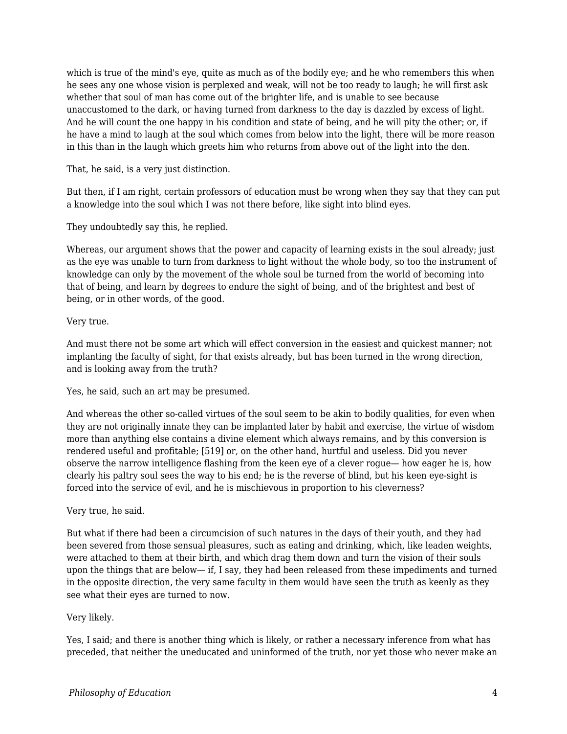which is true of the mind's eye, quite as much as of the bodily eye; and he who remembers this when he sees any one whose vision is perplexed and weak, will not be too ready to laugh; he will first ask whether that soul of man has come out of the brighter life, and is unable to see because unaccustomed to the dark, or having turned from darkness to the day is dazzled by excess of light. And he will count the one happy in his condition and state of being, and he will pity the other; or, if he have a mind to laugh at the soul which comes from below into the light, there will be more reason in this than in the laugh which greets him who returns from above out of the light into the den.

That, he said, is a very just distinction.

But then, if I am right, certain professors of education must be wrong when they say that they can put a knowledge into the soul which I was not there before, like sight into blind eyes.

They undoubtedly say this, he replied.

Whereas, our argument shows that the power and capacity of learning exists in the soul already; just as the eye was unable to turn from darkness to light without the whole body, so too the instrument of knowledge can only by the movement of the whole soul be turned from the world of becoming into that of being, and learn by degrees to endure the sight of being, and of the brightest and best of being, or in other words, of the good.

Very true.

And must there not be some art which will effect conversion in the easiest and quickest manner; not implanting the faculty of sight, for that exists already, but has been turned in the wrong direction, and is looking away from the truth?

Yes, he said, such an art may be presumed.

And whereas the other so-called virtues of the soul seem to be akin to bodily qualities, for even when they are not originally innate they can be implanted later by habit and exercise, the virtue of wisdom more than anything else contains a divine element which always remains, and by this conversion is rendered useful and profitable; [519] or, on the other hand, hurtful and useless. Did you never observe the narrow intelligence flashing from the keen eye of a clever rogue— how eager he is, how clearly his paltry soul sees the way to his end; he is the reverse of blind, but his keen eye-sight is forced into the service of evil, and he is mischievous in proportion to his cleverness?

Very true, he said.

But what if there had been a circumcision of such natures in the days of their youth, and they had been severed from those sensual pleasures, such as eating and drinking, which, like leaden weights, were attached to them at their birth, and which drag them down and turn the vision of their souls upon the things that are below— if, I say, they had been released from these impediments and turned in the opposite direction, the very same faculty in them would have seen the truth as keenly as they see what their eyes are turned to now.

Very likely.

Yes, I said; and there is another thing which is likely, or rather a necessary inference from what has preceded, that neither the uneducated and uninformed of the truth, nor yet those who never make an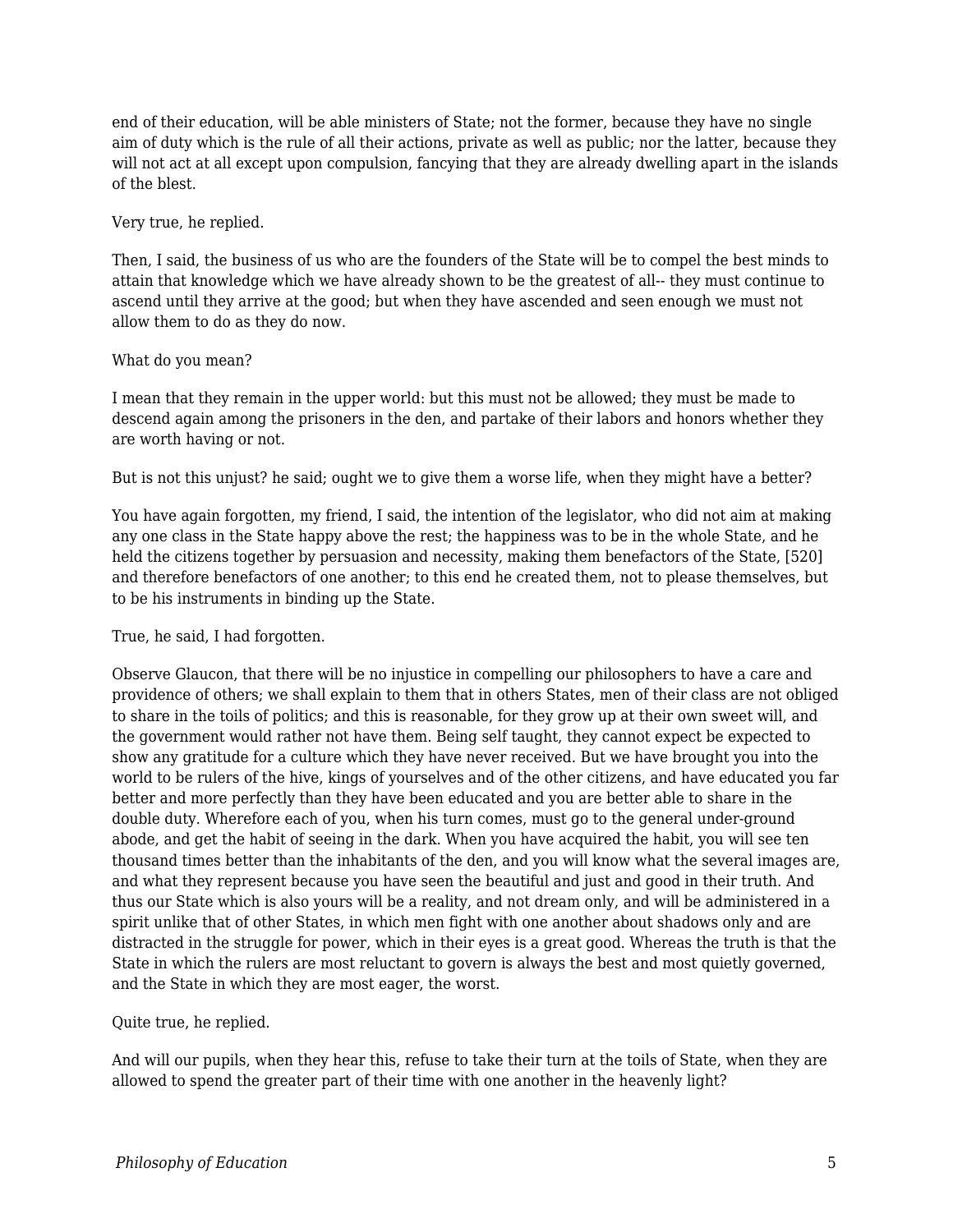end of their education, will be able ministers of State; not the former, because they have no single aim of duty which is the rule of all their actions, private as well as public; nor the latter, because they will not act at all except upon compulsion, fancying that they are already dwelling apart in the islands of the blest.

Very true, he replied.

Then, I said, the business of us who are the founders of the State will be to compel the best minds to attain that knowledge which we have already shown to be the greatest of all-- they must continue to ascend until they arrive at the good; but when they have ascended and seen enough we must not allow them to do as they do now.

What do you mean?

I mean that they remain in the upper world: but this must not be allowed; they must be made to descend again among the prisoners in the den, and partake of their labors and honors whether they are worth having or not.

But is not this unjust? he said; ought we to give them a worse life, when they might have a better?

You have again forgotten, my friend, I said, the intention of the legislator, who did not aim at making any one class in the State happy above the rest; the happiness was to be in the whole State, and he held the citizens together by persuasion and necessity, making them benefactors of the State, [520] and therefore benefactors of one another; to this end he created them, not to please themselves, but to be his instruments in binding up the State.

True, he said, I had forgotten.

Observe Glaucon, that there will be no injustice in compelling our philosophers to have a care and providence of others; we shall explain to them that in others States, men of their class are not obliged to share in the toils of politics; and this is reasonable, for they grow up at their own sweet will, and the government would rather not have them. Being self taught, they cannot expect be expected to show any gratitude for a culture which they have never received. But we have brought you into the world to be rulers of the hive, kings of yourselves and of the other citizens, and have educated you far better and more perfectly than they have been educated and you are better able to share in the double duty. Wherefore each of you, when his turn comes, must go to the general under-ground abode, and get the habit of seeing in the dark. When you have acquired the habit, you will see ten thousand times better than the inhabitants of the den, and you will know what the several images are, and what they represent because you have seen the beautiful and just and good in their truth. And thus our State which is also yours will be a reality, and not dream only, and will be administered in a spirit unlike that of other States, in which men fight with one another about shadows only and are distracted in the struggle for power, which in their eyes is a great good. Whereas the truth is that the State in which the rulers are most reluctant to govern is always the best and most quietly governed, and the State in which they are most eager, the worst.

Quite true, he replied.

And will our pupils, when they hear this, refuse to take their turn at the toils of State, when they are allowed to spend the greater part of their time with one another in the heavenly light?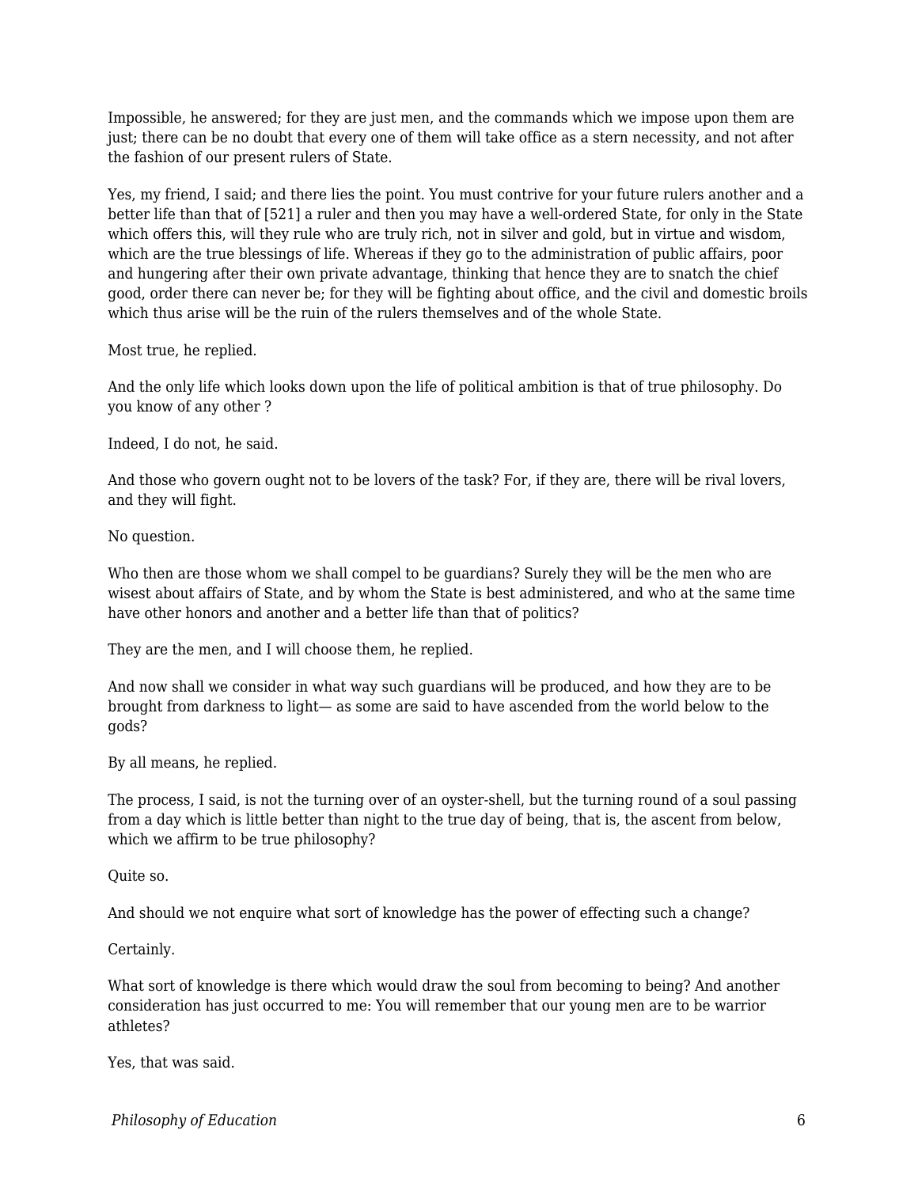Impossible, he answered; for they are just men, and the commands which we impose upon them are just; there can be no doubt that every one of them will take office as a stern necessity, and not after the fashion of our present rulers of State.

Yes, my friend, I said; and there lies the point. You must contrive for your future rulers another and a better life than that of [521] a ruler and then you may have a well-ordered State, for only in the State which offers this, will they rule who are truly rich, not in silver and gold, but in virtue and wisdom, which are the true blessings of life. Whereas if they go to the administration of public affairs, poor and hungering after their own private advantage, thinking that hence they are to snatch the chief good, order there can never be; for they will be fighting about office, and the civil and domestic broils which thus arise will be the ruin of the rulers themselves and of the whole State.

Most true, he replied.

And the only life which looks down upon the life of political ambition is that of true philosophy. Do you know of any other ?

Indeed, I do not, he said.

And those who govern ought not to be lovers of the task? For, if they are, there will be rival lovers, and they will fight.

No question.

Who then are those whom we shall compel to be guardians? Surely they will be the men who are wisest about affairs of State, and by whom the State is best administered, and who at the same time have other honors and another and a better life than that of politics?

They are the men, and I will choose them, he replied.

And now shall we consider in what way such guardians will be produced, and how they are to be brought from darkness to light— as some are said to have ascended from the world below to the gods?

By all means, he replied.

The process, I said, is not the turning over of an oyster-shell, but the turning round of a soul passing from a day which is little better than night to the true day of being, that is, the ascent from below, which we affirm to be true philosophy?

Quite so.

And should we not enquire what sort of knowledge has the power of effecting such a change?

Certainly.

What sort of knowledge is there which would draw the soul from becoming to being? And another consideration has just occurred to me: You will remember that our young men are to be warrior athletes?

Yes, that was said.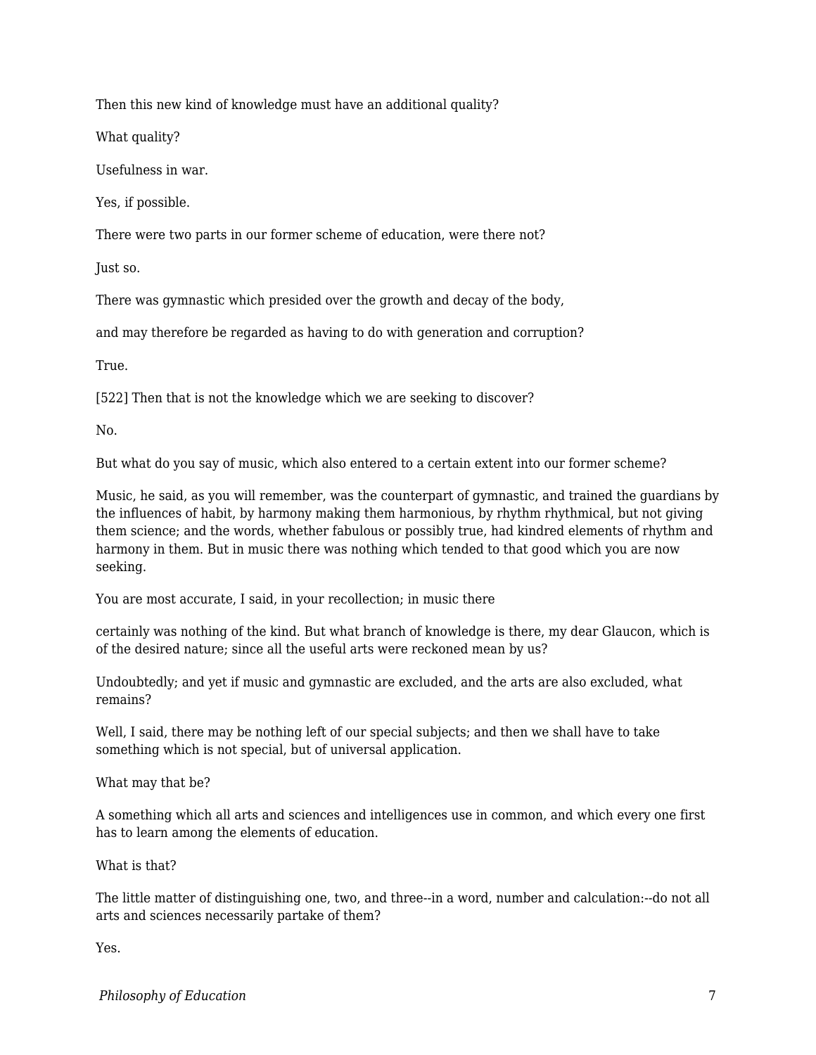Then this new kind of knowledge must have an additional quality?

What quality?

Usefulness in war.

Yes, if possible.

There were two parts in our former scheme of education, were there not?

Just so.

There was gymnastic which presided over the growth and decay of the body,

and may therefore be regarded as having to do with generation and corruption?

True.

[522] Then that is not the knowledge which we are seeking to discover?

No.

But what do you say of music, which also entered to a certain extent into our former scheme?

Music, he said, as you will remember, was the counterpart of gymnastic, and trained the guardians by the influences of habit, by harmony making them harmonious, by rhythm rhythmical, but not giving them science; and the words, whether fabulous or possibly true, had kindred elements of rhythm and harmony in them. But in music there was nothing which tended to that good which you are now seeking.

You are most accurate, I said, in your recollection; in music there

certainly was nothing of the kind. But what branch of knowledge is there, my dear Glaucon, which is of the desired nature; since all the useful arts were reckoned mean by us?

Undoubtedly; and yet if music and gymnastic are excluded, and the arts are also excluded, what remains?

Well, I said, there may be nothing left of our special subjects; and then we shall have to take something which is not special, but of universal application.

What may that be?

A something which all arts and sciences and intelligences use in common, and which every one first has to learn among the elements of education.

What is that?

The little matter of distinguishing one, two, and three--in a word, number and calculation:--do not all arts and sciences necessarily partake of them?

Yes.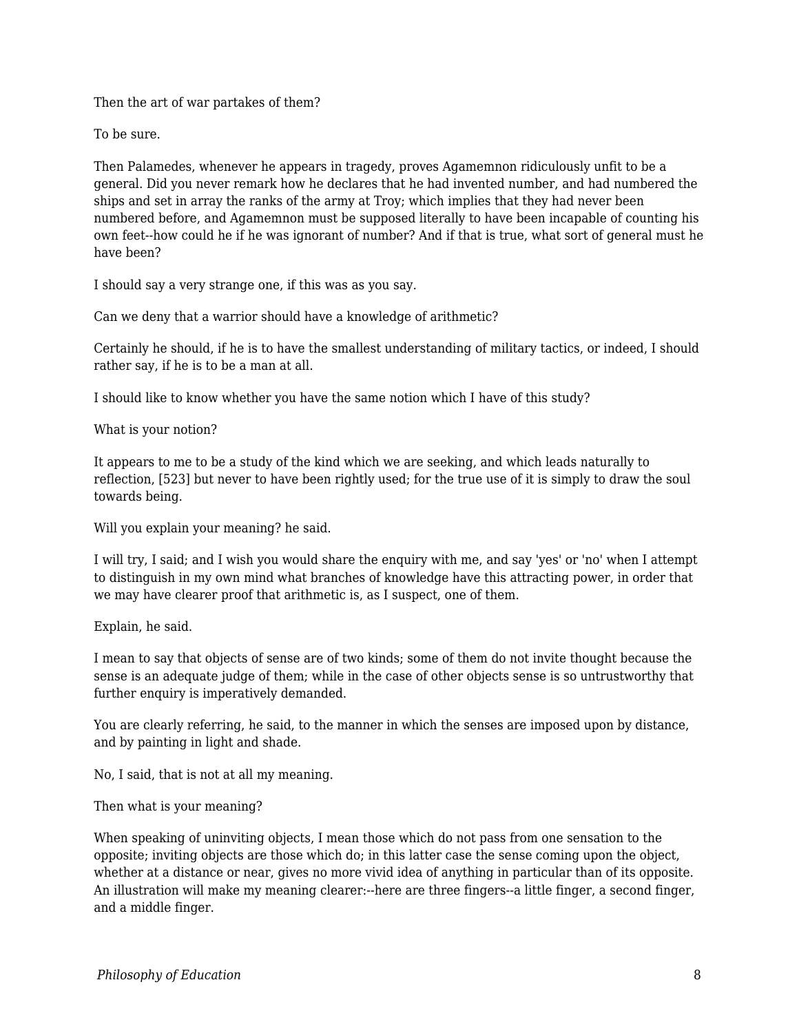Then the art of war partakes of them?

To be sure.

Then Palamedes, whenever he appears in tragedy, proves Agamemnon ridiculously unfit to be a general. Did you never remark how he declares that he had invented number, and had numbered the ships and set in array the ranks of the army at Troy; which implies that they had never been numbered before, and Agamemnon must be supposed literally to have been incapable of counting his own feet--how could he if he was ignorant of number? And if that is true, what sort of general must he have been?

I should say a very strange one, if this was as you say.

Can we deny that a warrior should have a knowledge of arithmetic?

Certainly he should, if he is to have the smallest understanding of military tactics, or indeed, I should rather say, if he is to be a man at all.

I should like to know whether you have the same notion which I have of this study?

What is your notion?

It appears to me to be a study of the kind which we are seeking, and which leads naturally to reflection, [523] but never to have been rightly used; for the true use of it is simply to draw the soul towards being.

Will you explain your meaning? he said.

I will try, I said; and I wish you would share the enquiry with me, and say 'yes' or 'no' when I attempt to distinguish in my own mind what branches of knowledge have this attracting power, in order that we may have clearer proof that arithmetic is, as I suspect, one of them.

Explain, he said.

I mean to say that objects of sense are of two kinds; some of them do not invite thought because the sense is an adequate judge of them; while in the case of other objects sense is so untrustworthy that further enquiry is imperatively demanded.

You are clearly referring, he said, to the manner in which the senses are imposed upon by distance, and by painting in light and shade.

No, I said, that is not at all my meaning.

Then what is your meaning?

When speaking of uninviting objects, I mean those which do not pass from one sensation to the opposite; inviting objects are those which do; in this latter case the sense coming upon the object, whether at a distance or near, gives no more vivid idea of anything in particular than of its opposite. An illustration will make my meaning clearer:--here are three fingers--a little finger, a second finger, and a middle finger.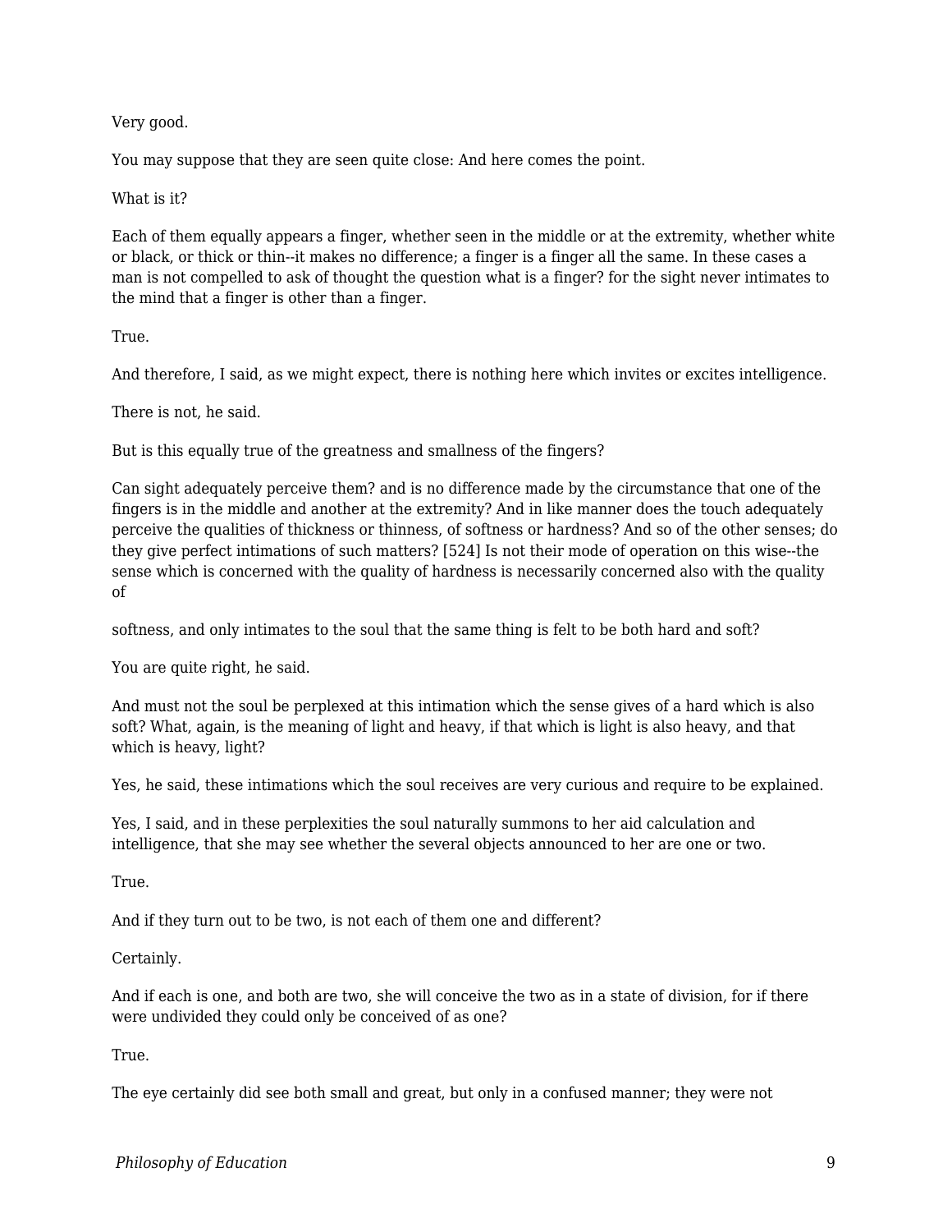Very good.

You may suppose that they are seen quite close: And here comes the point.

What is it?

Each of them equally appears a finger, whether seen in the middle or at the extremity, whether white or black, or thick or thin--it makes no difference; a finger is a finger all the same. In these cases a man is not compelled to ask of thought the question what is a finger? for the sight never intimates to the mind that a finger is other than a finger.

True.

And therefore, I said, as we might expect, there is nothing here which invites or excites intelligence.

There is not, he said.

But is this equally true of the greatness and smallness of the fingers?

Can sight adequately perceive them? and is no difference made by the circumstance that one of the fingers is in the middle and another at the extremity? And in like manner does the touch adequately perceive the qualities of thickness or thinness, of softness or hardness? And so of the other senses; do they give perfect intimations of such matters? [524] Is not their mode of operation on this wise--the sense which is concerned with the quality of hardness is necessarily concerned also with the quality of

softness, and only intimates to the soul that the same thing is felt to be both hard and soft?

You are quite right, he said.

And must not the soul be perplexed at this intimation which the sense gives of a hard which is also soft? What, again, is the meaning of light and heavy, if that which is light is also heavy, and that which is heavy, light?

Yes, he said, these intimations which the soul receives are very curious and require to be explained.

Yes, I said, and in these perplexities the soul naturally summons to her aid calculation and intelligence, that she may see whether the several objects announced to her are one or two.

True.

And if they turn out to be two, is not each of them one and different?

Certainly.

And if each is one, and both are two, she will conceive the two as in a state of division, for if there were undivided they could only be conceived of as one?

True.

The eye certainly did see both small and great, but only in a confused manner; they were not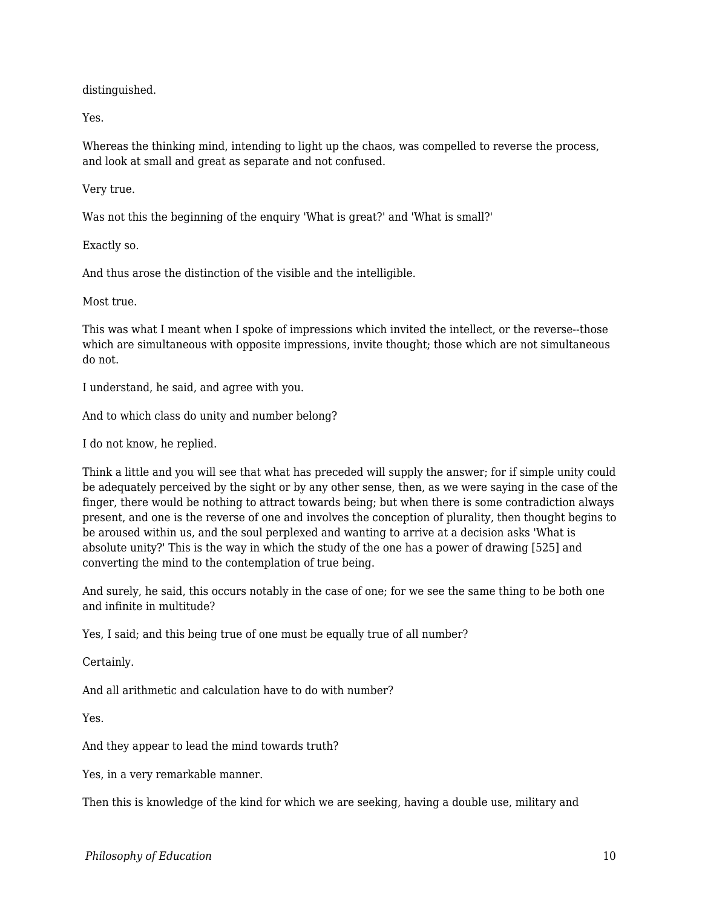distinguished.

Yes.

Whereas the thinking mind, intending to light up the chaos, was compelled to reverse the process, and look at small and great as separate and not confused.

Very true.

Was not this the beginning of the enquiry 'What is great?' and 'What is small?'

Exactly so.

And thus arose the distinction of the visible and the intelligible.

Most true.

This was what I meant when I spoke of impressions which invited the intellect, or the reverse--those which are simultaneous with opposite impressions, invite thought; those which are not simultaneous do not.

I understand, he said, and agree with you.

And to which class do unity and number belong?

I do not know, he replied.

Think a little and you will see that what has preceded will supply the answer; for if simple unity could be adequately perceived by the sight or by any other sense, then, as we were saying in the case of the finger, there would be nothing to attract towards being; but when there is some contradiction always present, and one is the reverse of one and involves the conception of plurality, then thought begins to be aroused within us, and the soul perplexed and wanting to arrive at a decision asks 'What is absolute unity?' This is the way in which the study of the one has a power of drawing [525] and converting the mind to the contemplation of true being.

And surely, he said, this occurs notably in the case of one; for we see the same thing to be both one and infinite in multitude?

Yes, I said; and this being true of one must be equally true of all number?

Certainly.

And all arithmetic and calculation have to do with number?

Yes.

And they appear to lead the mind towards truth?

Yes, in a very remarkable manner.

Then this is knowledge of the kind for which we are seeking, having a double use, military and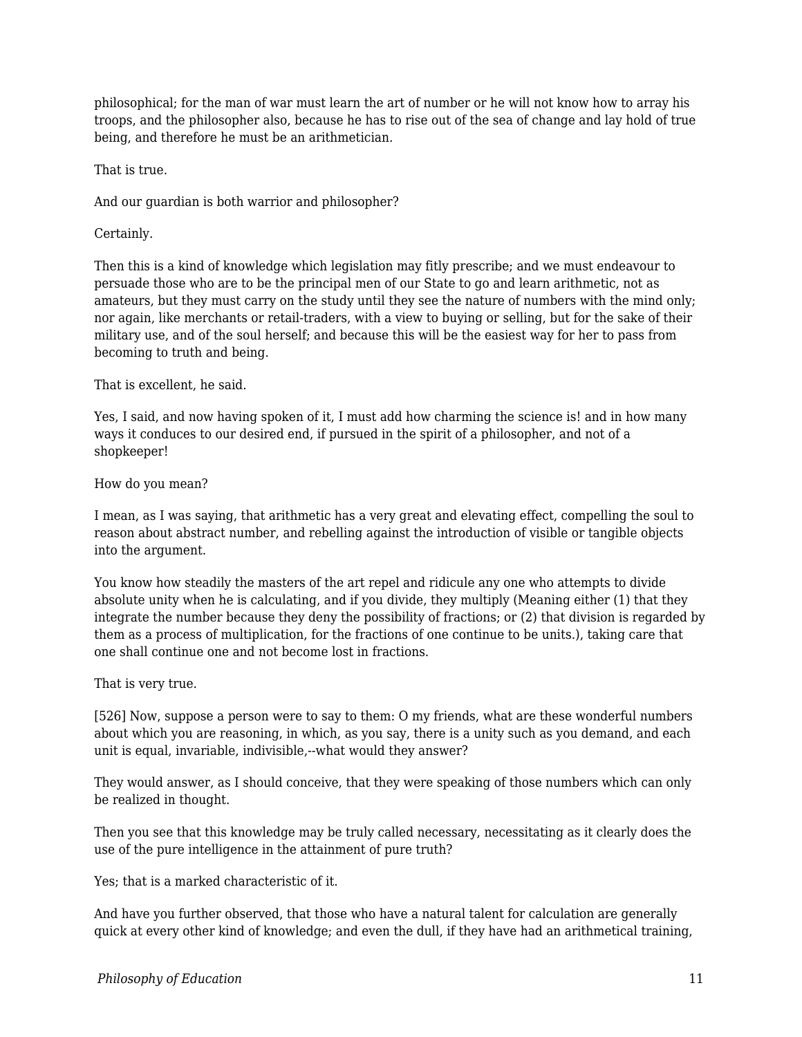philosophical; for the man of war must learn the art of number or he will not know how to array his troops, and the philosopher also, because he has to rise out of the sea of change and lay hold of true being, and therefore he must be an arithmetician.

That is true.

And our guardian is both warrior and philosopher?

Certainly.

Then this is a kind of knowledge which legislation may fitly prescribe; and we must endeavour to persuade those who are to be the principal men of our State to go and learn arithmetic, not as amateurs, but they must carry on the study until they see the nature of numbers with the mind only; nor again, like merchants or retail-traders, with a view to buying or selling, but for the sake of their military use, and of the soul herself; and because this will be the easiest way for her to pass from becoming to truth and being.

That is excellent, he said.

Yes, I said, and now having spoken of it, I must add how charming the science is! and in how many ways it conduces to our desired end, if pursued in the spirit of a philosopher, and not of a shopkeeper!

How do you mean?

I mean, as I was saying, that arithmetic has a very great and elevating effect, compelling the soul to reason about abstract number, and rebelling against the introduction of visible or tangible objects into the argument.

You know how steadily the masters of the art repel and ridicule any one who attempts to divide absolute unity when he is calculating, and if you divide, they multiply (Meaning either (1) that they integrate the number because they deny the possibility of fractions; or (2) that division is regarded by them as a process of multiplication, for the fractions of one continue to be units.), taking care that one shall continue one and not become lost in fractions.

That is very true.

[526] Now, suppose a person were to say to them: O my friends, what are these wonderful numbers about which you are reasoning, in which, as you say, there is a unity such as you demand, and each unit is equal, invariable, indivisible,--what would they answer?

They would answer, as I should conceive, that they were speaking of those numbers which can only be realized in thought.

Then you see that this knowledge may be truly called necessary, necessitating as it clearly does the use of the pure intelligence in the attainment of pure truth?

Yes; that is a marked characteristic of it.

And have you further observed, that those who have a natural talent for calculation are generally quick at every other kind of knowledge; and even the dull, if they have had an arithmetical training,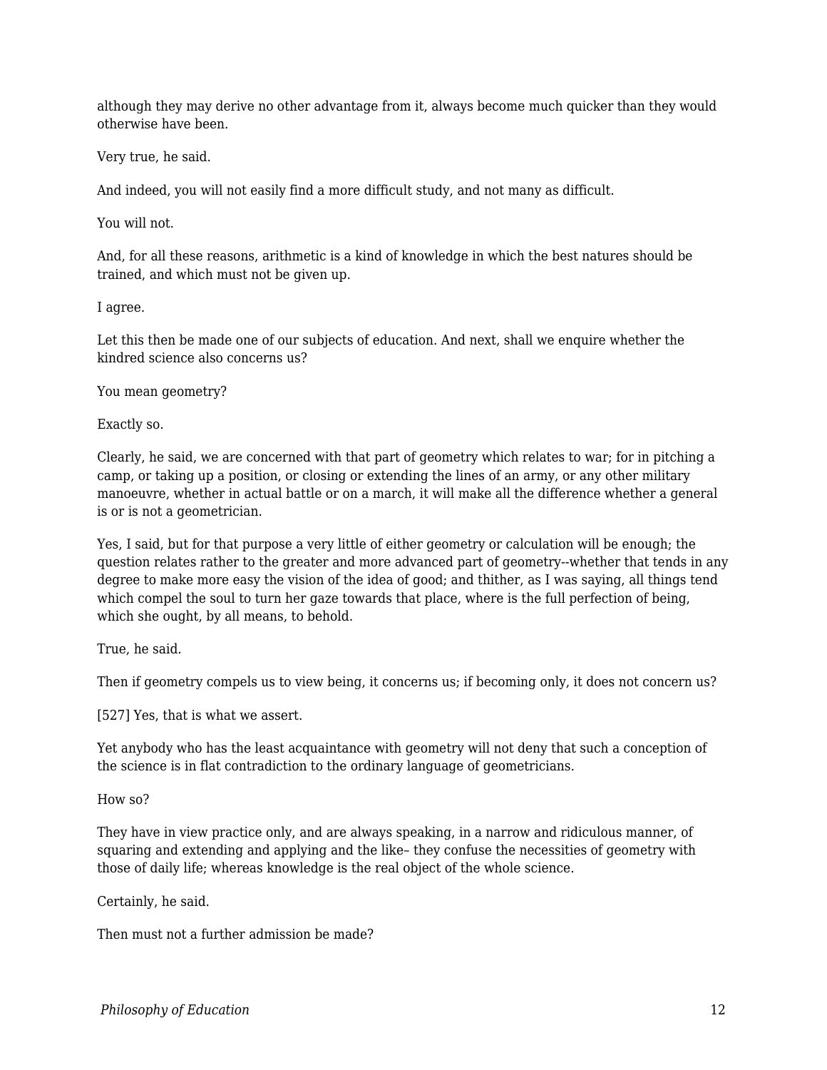although they may derive no other advantage from it, always become much quicker than they would otherwise have been.

Very true, he said.

And indeed, you will not easily find a more difficult study, and not many as difficult.

You will not.

And, for all these reasons, arithmetic is a kind of knowledge in which the best natures should be trained, and which must not be given up.

I agree.

Let this then be made one of our subjects of education. And next, shall we enquire whether the kindred science also concerns us?

You mean geometry?

Exactly so.

Clearly, he said, we are concerned with that part of geometry which relates to war; for in pitching a camp, or taking up a position, or closing or extending the lines of an army, or any other military manoeuvre, whether in actual battle or on a march, it will make all the difference whether a general is or is not a geometrician.

Yes, I said, but for that purpose a very little of either geometry or calculation will be enough; the question relates rather to the greater and more advanced part of geometry--whether that tends in any degree to make more easy the vision of the idea of good; and thither, as I was saying, all things tend which compel the soul to turn her gaze towards that place, where is the full perfection of being, which she ought, by all means, to behold.

True, he said.

Then if geometry compels us to view being, it concerns us; if becoming only, it does not concern us?

[527] Yes, that is what we assert.

Yet anybody who has the least acquaintance with geometry will not deny that such a conception of the science is in flat contradiction to the ordinary language of geometricians.

How so?

They have in view practice only, and are always speaking, in a narrow and ridiculous manner, of squaring and extending and applying and the like– they confuse the necessities of geometry with those of daily life; whereas knowledge is the real object of the whole science.

Certainly, he said.

Then must not a further admission be made?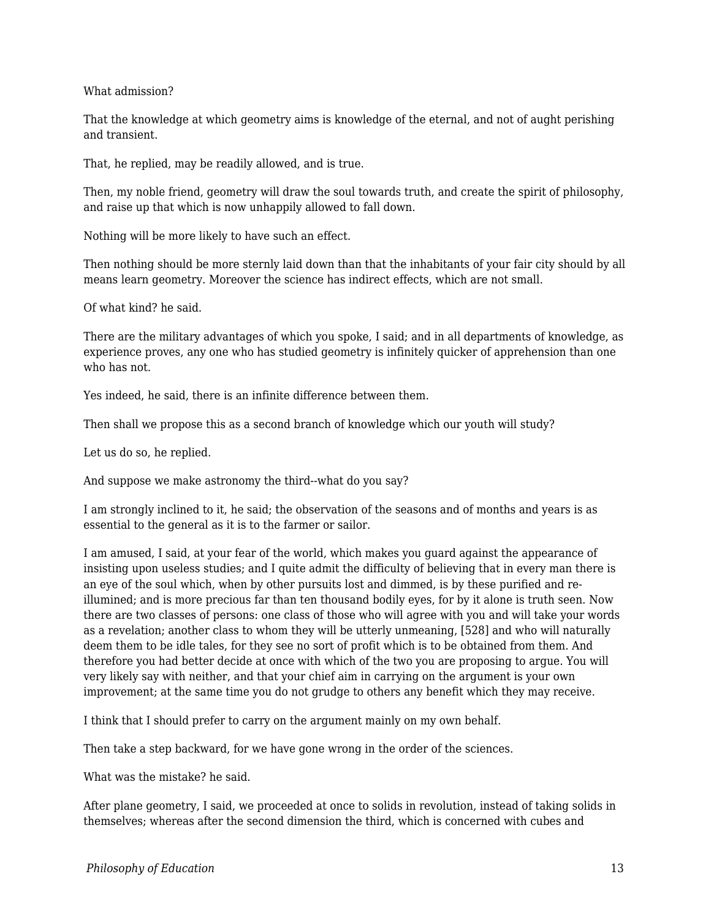What admission?

That the knowledge at which geometry aims is knowledge of the eternal, and not of aught perishing and transient.

That, he replied, may be readily allowed, and is true.

Then, my noble friend, geometry will draw the soul towards truth, and create the spirit of philosophy, and raise up that which is now unhappily allowed to fall down.

Nothing will be more likely to have such an effect.

Then nothing should be more sternly laid down than that the inhabitants of your fair city should by all means learn geometry. Moreover the science has indirect effects, which are not small.

Of what kind? he said.

There are the military advantages of which you spoke, I said; and in all departments of knowledge, as experience proves, any one who has studied geometry is infinitely quicker of apprehension than one who has not.

Yes indeed, he said, there is an infinite difference between them.

Then shall we propose this as a second branch of knowledge which our youth will study?

Let us do so, he replied.

And suppose we make astronomy the third--what do you say?

I am strongly inclined to it, he said; the observation of the seasons and of months and years is as essential to the general as it is to the farmer or sailor.

I am amused, I said, at your fear of the world, which makes you guard against the appearance of insisting upon useless studies; and I quite admit the difficulty of believing that in every man there is an eye of the soul which, when by other pursuits lost and dimmed, is by these purified and re-illumined; and is more precious far than ten thousand bodily eyes, for by it alone is truth seen. Now there are two classes of persons: one class of those who will agree with you and will take your words as a revelation; another class to whom they will be utterly unmeaning, [528] and who will naturally deem them to be idle tales, for they see no sort of profit which is to be obtained from them. And therefore you had better decide at once with which of the two you are proposing to argue. You will very likely say with neither, and that your chief aim in carrying on the argument is your own improvement; at the same time you do not grudge to others any benefit which they may receive.

I think that I should prefer to carry on the argument mainly on my own behalf.

Then take a step backward, for we have gone wrong in the order of the sciences.

What was the mistake? he said.

After plane geometry, I said, we proceeded at once to solids in revolution, instead of taking solids in themselves; whereas after the second dimension the third, which is concerned with cubes and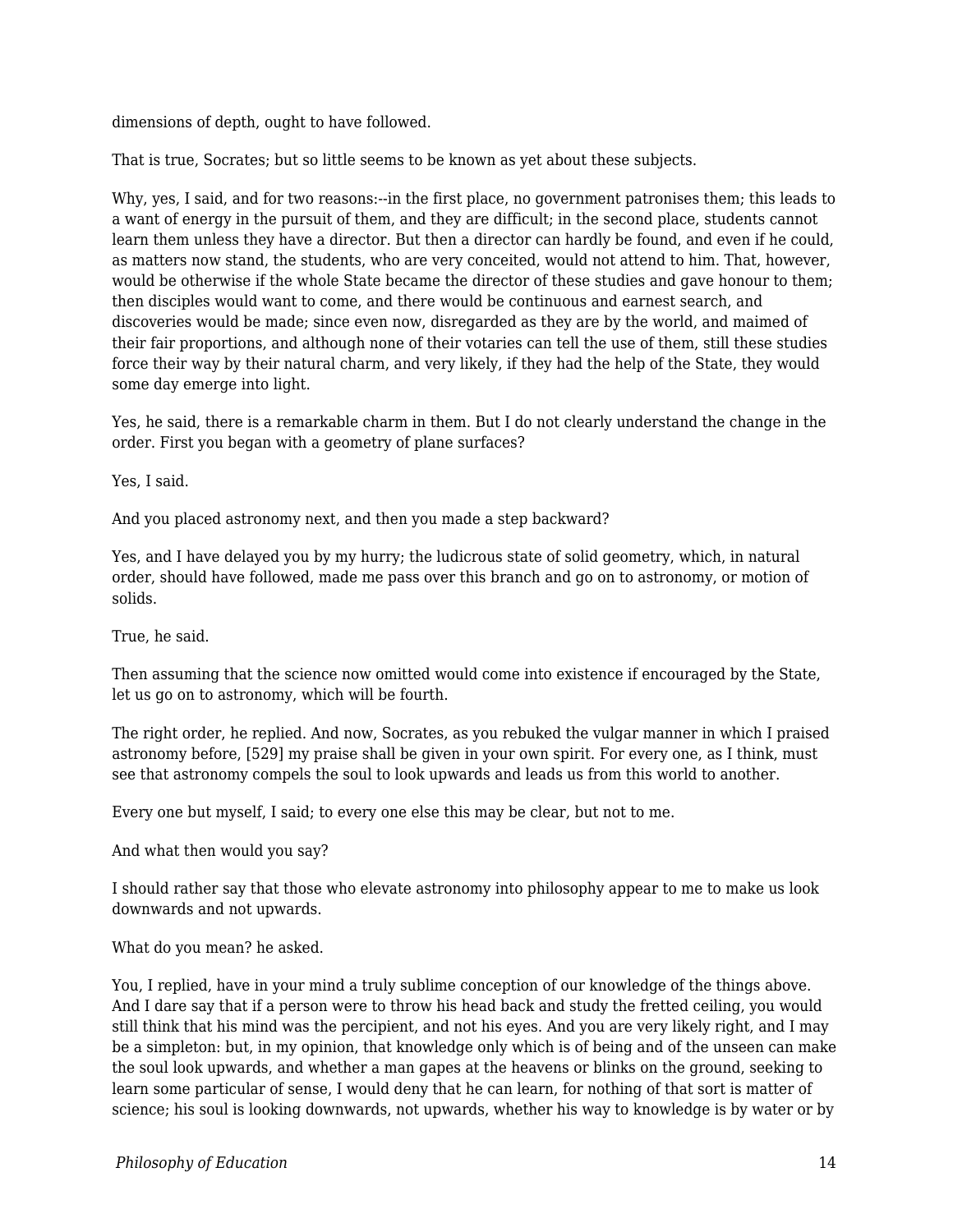dimensions of depth, ought to have followed.

That is true, Socrates; but so little seems to be known as yet about these subjects.

Why, yes, I said, and for two reasons:--in the first place, no government patronises them; this leads to a want of energy in the pursuit of them, and they are difficult; in the second place, students cannot learn them unless they have a director. But then a director can hardly be found, and even if he could, as matters now stand, the students, who are very conceited, would not attend to him. That, however, would be otherwise if the whole State became the director of these studies and gave honour to them; then disciples would want to come, and there would be continuous and earnest search, and discoveries would be made; since even now, disregarded as they are by the world, and maimed of their fair proportions, and although none of their votaries can tell the use of them, still these studies force their way by their natural charm, and very likely, if they had the help of the State, they would some day emerge into light.

Yes, he said, there is a remarkable charm in them. But I do not clearly understand the change in the order. First you began with a geometry of plane surfaces?

Yes, I said.

And you placed astronomy next, and then you made a step backward?

Yes, and I have delayed you by my hurry; the ludicrous state of solid geometry, which, in natural order, should have followed, made me pass over this branch and go on to astronomy, or motion of solids.

True, he said.

Then assuming that the science now omitted would come into existence if encouraged by the State, let us go on to astronomy, which will be fourth.

The right order, he replied. And now, Socrates, as you rebuked the vulgar manner in which I praised astronomy before, [529] my praise shall be given in your own spirit. For every one, as I think, must see that astronomy compels the soul to look upwards and leads us from this world to another.

Every one but myself, I said; to every one else this may be clear, but not to me.

And what then would you say?

I should rather say that those who elevate astronomy into philosophy appear to me to make us look downwards and not upwards.

What do you mean? he asked.

You, I replied, have in your mind a truly sublime conception of our knowledge of the things above. And I dare say that if a person were to throw his head back and study the fretted ceiling, you would still think that his mind was the percipient, and not his eyes. And you are very likely right, and I may be a simpleton: but, in my opinion, that knowledge only which is of being and of the unseen can make the soul look upwards, and whether a man gapes at the heavens or blinks on the ground, seeking to learn some particular of sense, I would deny that he can learn, for nothing of that sort is matter of science; his soul is looking downwards, not upwards, whether his way to knowledge is by water or by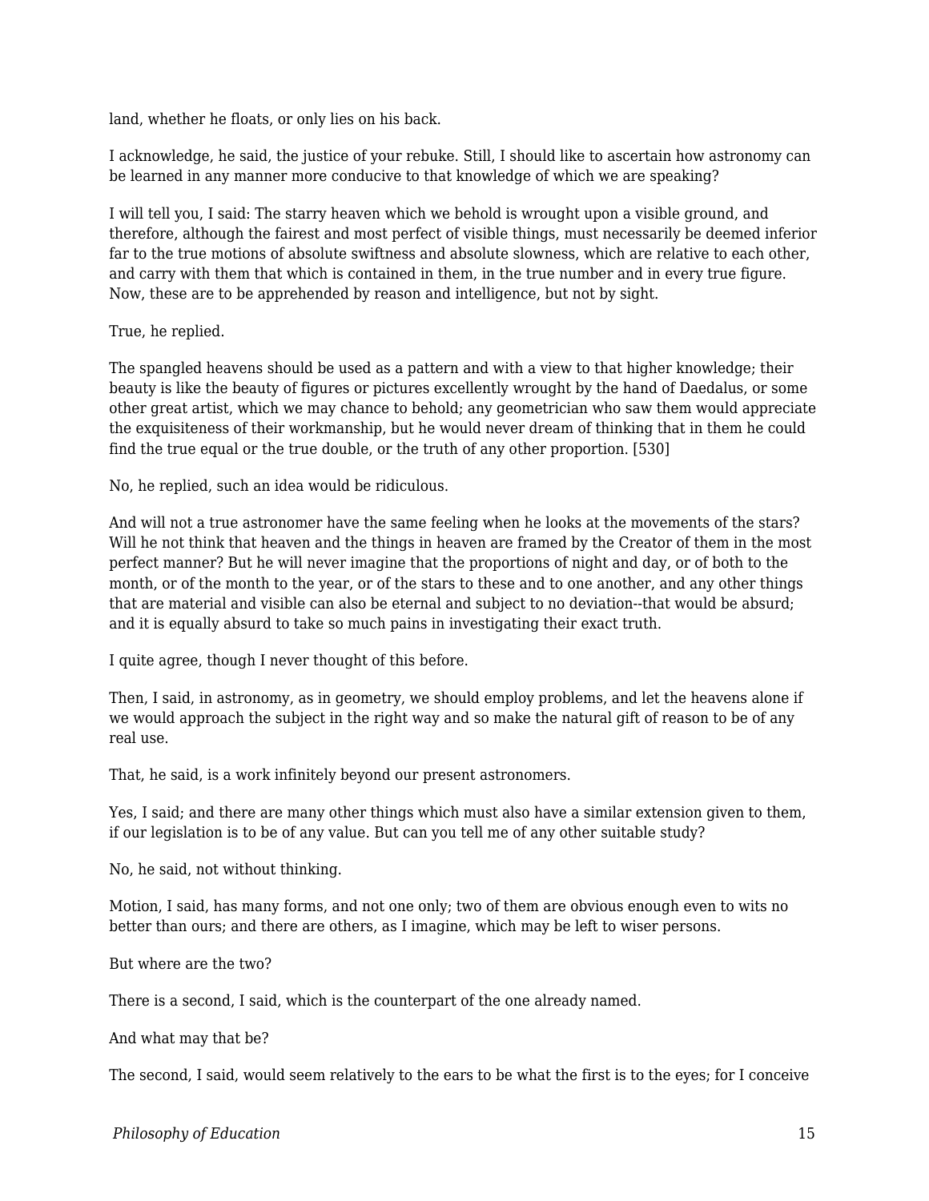land, whether he floats, or only lies on his back.

I acknowledge, he said, the justice of your rebuke. Still, I should like to ascertain how astronomy can be learned in any manner more conducive to that knowledge of which we are speaking?

I will tell you, I said: The starry heaven which we behold is wrought upon a visible ground, and therefore, although the fairest and most perfect of visible things, must necessarily be deemed inferior far to the true motions of absolute swiftness and absolute slowness, which are relative to each other, and carry with them that which is contained in them, in the true number and in every true figure. Now, these are to be apprehended by reason and intelligence, but not by sight.

True, he replied.

The spangled heavens should be used as a pattern and with a view to that higher knowledge; their beauty is like the beauty of figures or pictures excellently wrought by the hand of Daedalus, or some other great artist, which we may chance to behold; any geometrician who saw them would appreciate the exquisiteness of their workmanship, but he would never dream of thinking that in them he could find the true equal or the true double, or the truth of any other proportion. [530]

No, he replied, such an idea would be ridiculous.

And will not a true astronomer have the same feeling when he looks at the movements of the stars? Will he not think that heaven and the things in heaven are framed by the Creator of them in the most perfect manner? But he will never imagine that the proportions of night and day, or of both to the month, or of the month to the year, or of the stars to these and to one another, and any other things that are material and visible can also be eternal and subject to no deviation--that would be absurd; and it is equally absurd to take so much pains in investigating their exact truth.

I quite agree, though I never thought of this before.

Then, I said, in astronomy, as in geometry, we should employ problems, and let the heavens alone if we would approach the subject in the right way and so make the natural gift of reason to be of any real use.

That, he said, is a work infinitely beyond our present astronomers.

Yes, I said; and there are many other things which must also have a similar extension given to them, if our legislation is to be of any value. But can you tell me of any other suitable study?

No, he said, not without thinking.

Motion, I said, has many forms, and not one only; two of them are obvious enough even to wits no better than ours; and there are others, as I imagine, which may be left to wiser persons.

But where are the two?

There is a second, I said, which is the counterpart of the one already named.

And what may that be?

The second, I said, would seem relatively to the ears to be what the first is to the eyes; for I conceive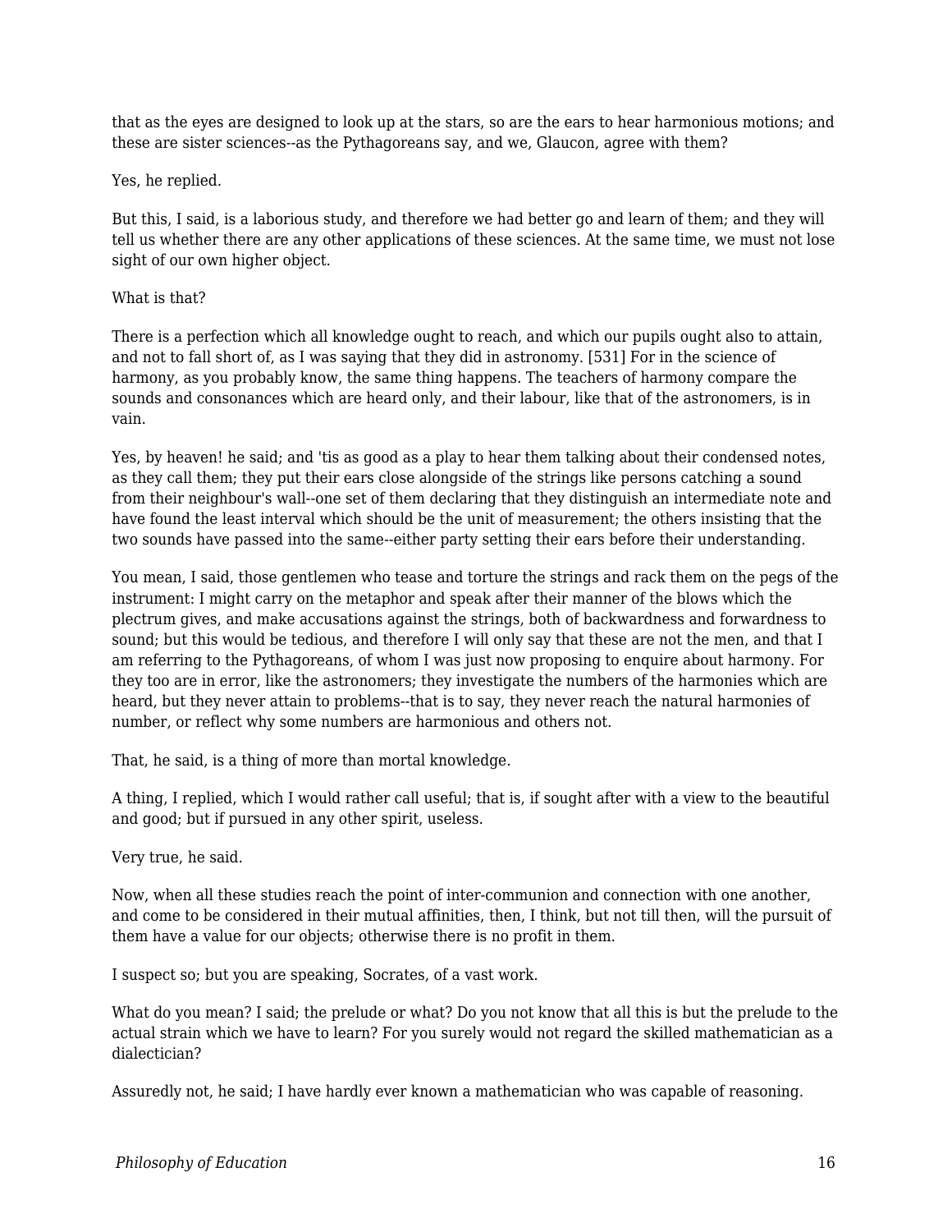that as the eyes are designed to look up at the stars, so are the ears to hear harmonious motions; and these are sister sciences--as the Pythagoreans say, and we, Glaucon, agree with them?

Yes, he replied.

But this, I said, is a laborious study, and therefore we had better go and learn of them; and they will tell us whether there are any other applications of these sciences. At the same time, we must not lose sight of our own higher object.

What is that?

There is a perfection which all knowledge ought to reach, and which our pupils ought also to attain, and not to fall short of, as I was saying that they did in astronomy. [531] For in the science of harmony, as you probably know, the same thing happens. The teachers of harmony compare the sounds and consonances which are heard only, and their labour, like that of the astronomers, is in vain.

Yes, by heaven! he said; and 'tis as good as a play to hear them talking about their condensed notes, as they call them; they put their ears close alongside of the strings like persons catching a sound from their neighbour's wall--one set of them declaring that they distinguish an intermediate note and have found the least interval which should be the unit of measurement; the others insisting that the two sounds have passed into the same--either party setting their ears before their understanding.

You mean, I said, those gentlemen who tease and torture the strings and rack them on the pegs of the instrument: I might carry on the metaphor and speak after their manner of the blows which the plectrum gives, and make accusations against the strings, both of backwardness and forwardness to sound; but this would be tedious, and therefore I will only say that these are not the men, and that I am referring to the Pythagoreans, of whom I was just now proposing to enquire about harmony. For they too are in error, like the astronomers; they investigate the numbers of the harmonies which are heard, but they never attain to problems--that is to say, they never reach the natural harmonies of number, or reflect why some numbers are harmonious and others not.

That, he said, is a thing of more than mortal knowledge.

A thing, I replied, which I would rather call useful; that is, if sought after with a view to the beautiful and good; but if pursued in any other spirit, useless.

Very true, he said.

Now, when all these studies reach the point of inter-communion and connection with one another, and come to be considered in their mutual affinities, then, I think, but not till then, will the pursuit of them have a value for our objects; otherwise there is no profit in them.

I suspect so; but you are speaking, Socrates, of a vast work.

What do you mean? I said; the prelude or what? Do you not know that all this is but the prelude to the actual strain which we have to learn? For you surely would not regard the skilled mathematician as a dialectician?

Assuredly not, he said; I have hardly ever known a mathematician who was capable of reasoning.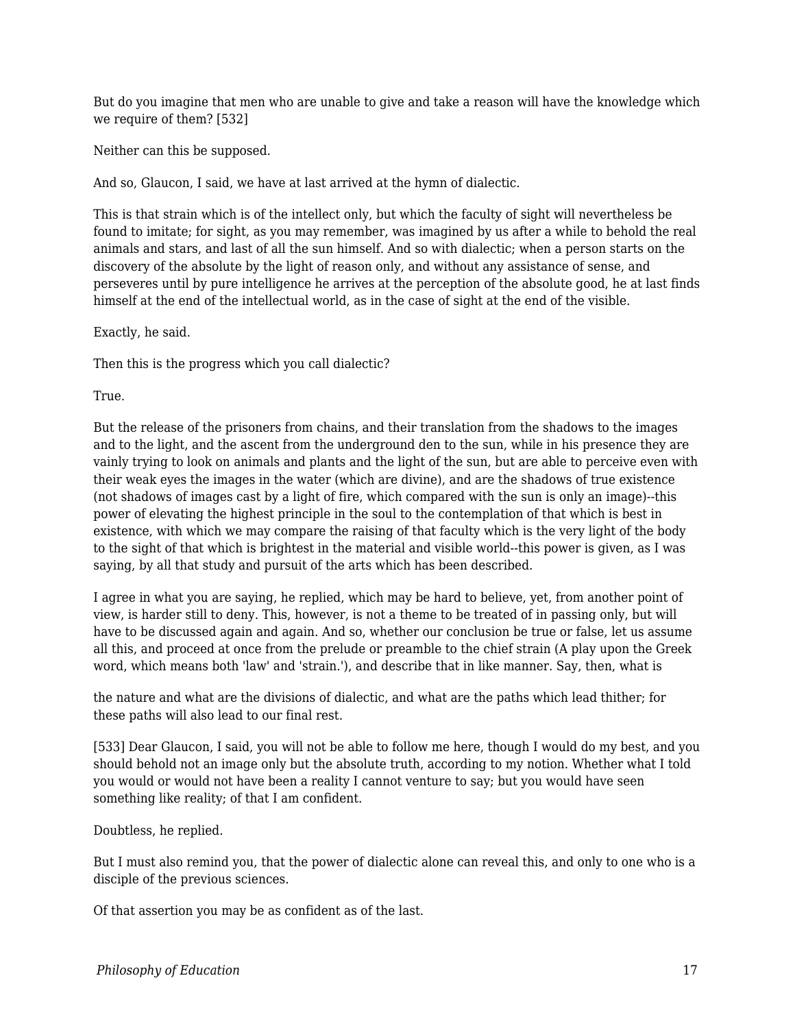But do you imagine that men who are unable to give and take a reason will have the knowledge which we require of them? [532]

Neither can this be supposed.

And so, Glaucon, I said, we have at last arrived at the hymn of dialectic.

This is that strain which is of the intellect only, but which the faculty of sight will nevertheless be found to imitate; for sight, as you may remember, was imagined by us after a while to behold the real animals and stars, and last of all the sun himself. And so with dialectic; when a person starts on the discovery of the absolute by the light of reason only, and without any assistance of sense, and perseveres until by pure intelligence he arrives at the perception of the absolute good, he at last finds himself at the end of the intellectual world, as in the case of sight at the end of the visible.

Exactly, he said.

Then this is the progress which you call dialectic?

True.

But the release of the prisoners from chains, and their translation from the shadows to the images and to the light, and the ascent from the underground den to the sun, while in his presence they are vainly trying to look on animals and plants and the light of the sun, but are able to perceive even with their weak eyes the images in the water (which are divine), and are the shadows of true existence (not shadows of images cast by a light of fire, which compared with the sun is only an image)--this power of elevating the highest principle in the soul to the contemplation of that which is best in existence, with which we may compare the raising of that faculty which is the very light of the body to the sight of that which is brightest in the material and visible world--this power is given, as I was saying, by all that study and pursuit of the arts which has been described.

I agree in what you are saying, he replied, which may be hard to believe, yet, from another point of view, is harder still to deny. This, however, is not a theme to be treated of in passing only, but will have to be discussed again and again. And so, whether our conclusion be true or false, let us assume all this, and proceed at once from the prelude or preamble to the chief strain (A play upon the Greek word, which means both 'law' and 'strain.'), and describe that in like manner. Say, then, what is the nature and what are the divisions of dialectic, and what are the paths which lead thither; for these paths will also lead to our final rest.

[533] Dear Glaucon, I said, you will not be able to follow me here, though I would do my best, and you should behold not an image only but the absolute truth, according to my notion. Whether what I told you would or would not have been a reality I cannot venture to say; but you would have seen something like reality; of that I am confident.

Doubtless, he replied.

But I must also remind you, that the power of dialectic alone can reveal this, and only to one who is a disciple of the previous sciences.

Of that assertion you may be as confident as of the last.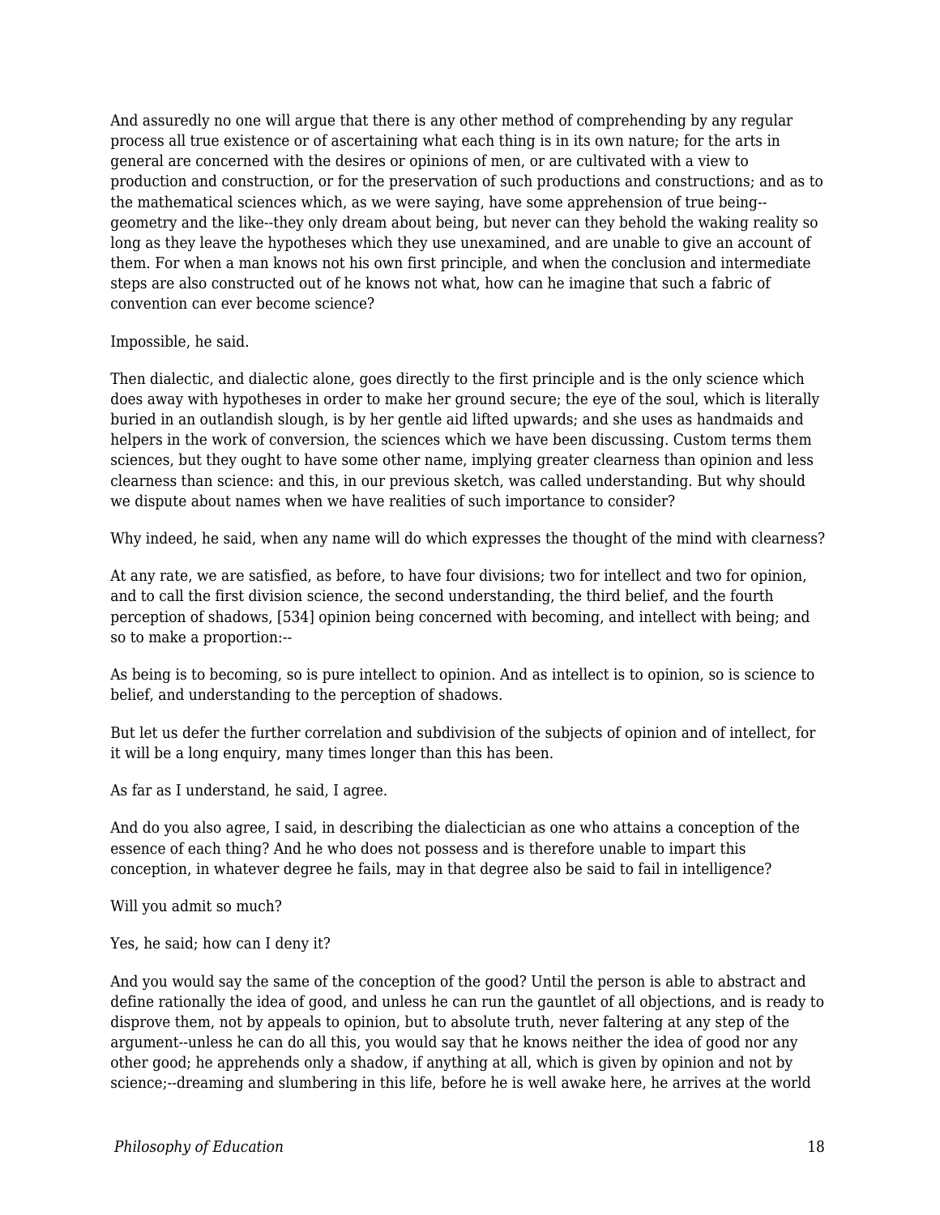And assuredly no one will argue that there is any other method of comprehending by any regular process all true existence or of ascertaining what each thing is in its own nature; for the arts in general are concerned with the desires or opinions of men, or are cultivated with a view to production and construction, or for the preservation of such productions and constructions; and as to the mathematical sciences which, as we were saying, have some apprehension of true being--geometry and the like--they only dream about being, but never can they behold the waking reality so long as they leave the hypotheses which they use unexamined, and are unable to give an account of them. For when a man knows not his own first principle, and when the conclusion and intermediate steps are also constructed out of he knows not what, how can he imagine that such a fabric of convention can ever become science?

Impossible, he said.

Then dialectic, and dialectic alone, goes directly to the first principle and is the only science which does away with hypotheses in order to make her ground secure; the eye of the soul, which is literally buried in an outlandish slough, is by her gentle aid lifted upwards; and she uses as handmaids and helpers in the work of conversion, the sciences which we have been discussing. Custom terms them sciences, but they ought to have some other name, implying greater clearness than opinion and less clearness than science: and this, in our previous sketch, was called understanding. But why should we dispute about names when we have realities of such importance to consider?

Why indeed, he said, when any name will do which expresses the thought of the mind with clearness?

At any rate, we are satisfied, as before, to have four divisions; two for intellect and two for opinion, and to call the first division science, the second understanding, the third belief, and the fourth perception of shadows, [534] opinion being concerned with becoming, and intellect with being; and so to make a proportion:--

As being is to becoming, so is pure intellect to opinion. And as intellect is to opinion, so is science to belief, and understanding to the perception of shadows.

But let us defer the further correlation and subdivision of the subjects of opinion and of intellect, for it will be a long enquiry, many times longer than this has been.

As far as I understand, he said, I agree.

And do you also agree, I said, in describing the dialectician as one who attains a conception of the essence of each thing? And he who does not possess and is therefore unable to impart this conception, in whatever degree he fails, may in that degree also be said to fail in intelligence?

Will you admit so much?

Yes, he said; how can I deny it?

And you would say the same of the conception of the good? Until the person is able to abstract and define rationally the idea of good, and unless he can run the gauntlet of all objections, and is ready to disprove them, not by appeals to opinion, but to absolute truth, never faltering at any step of the argument--unless he can do all this, you would say that he knows neither the idea of good nor any other good; he apprehends only a shadow, if anything at all, which is given by opinion and not by science;--dreaming and slumbering in this life, before he is well awake here, he arrives at the world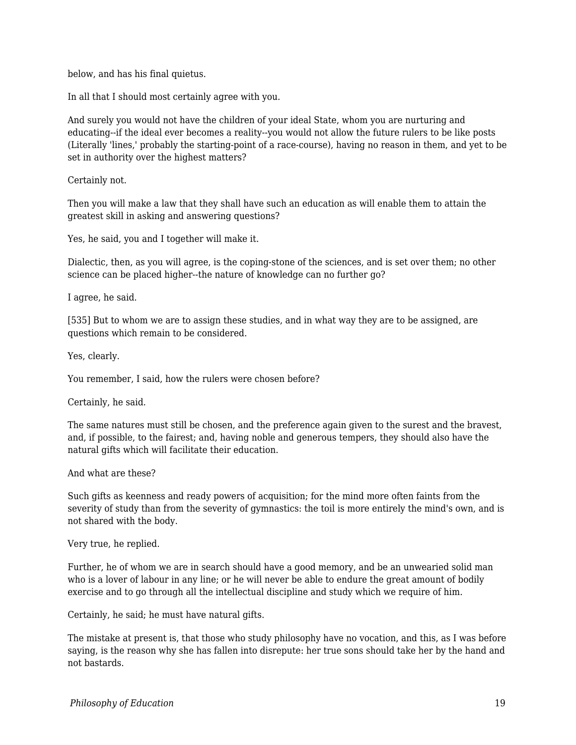below, and has his final quietus.

In all that I should most certainly agree with you.

And surely you would not have the children of your ideal State, whom you are nurturing and educating--if the ideal ever becomes a reality--you would not allow the future rulers to be like posts (Literally 'lines,' probably the starting-point of a race-course), having no reason in them, and yet to be set in authority over the highest matters?

Certainly not.

Then you will make a law that they shall have such an education as will enable them to attain the greatest skill in asking and answering questions?

Yes, he said, you and I together will make it.

Dialectic, then, as you will agree, is the coping-stone of the sciences, and is set over them; no other science can be placed higher--the nature of knowledge can no further go?

I agree, he said.

[535] But to whom we are to assign these studies, and in what way they are to be assigned, are questions which remain to be considered.

Yes, clearly.

You remember, I said, how the rulers were chosen before?

Certainly, he said.

The same natures must still be chosen, and the preference again given to the surest and the bravest, and, if possible, to the fairest; and, having noble and generous tempers, they should also have the natural gifts which will facilitate their education.

And what are these?

Such gifts as keenness and ready powers of acquisition; for the mind more often faints from the severity of study than from the severity of gymnastics: the toil is more entirely the mind's own, and is not shared with the body.

Very true, he replied.

Further, he of whom we are in search should have a good memory, and be an unwearied solid man who is a lover of labour in any line; or he will never be able to endure the great amount of bodily exercise and to go through all the intellectual discipline and study which we require of him.

Certainly, he said; he must have natural gifts.

The mistake at present is, that those who study philosophy have no vocation, and this, as I was before saying, is the reason why she has fallen into disrepute: her true sons should take her by the hand and not bastards.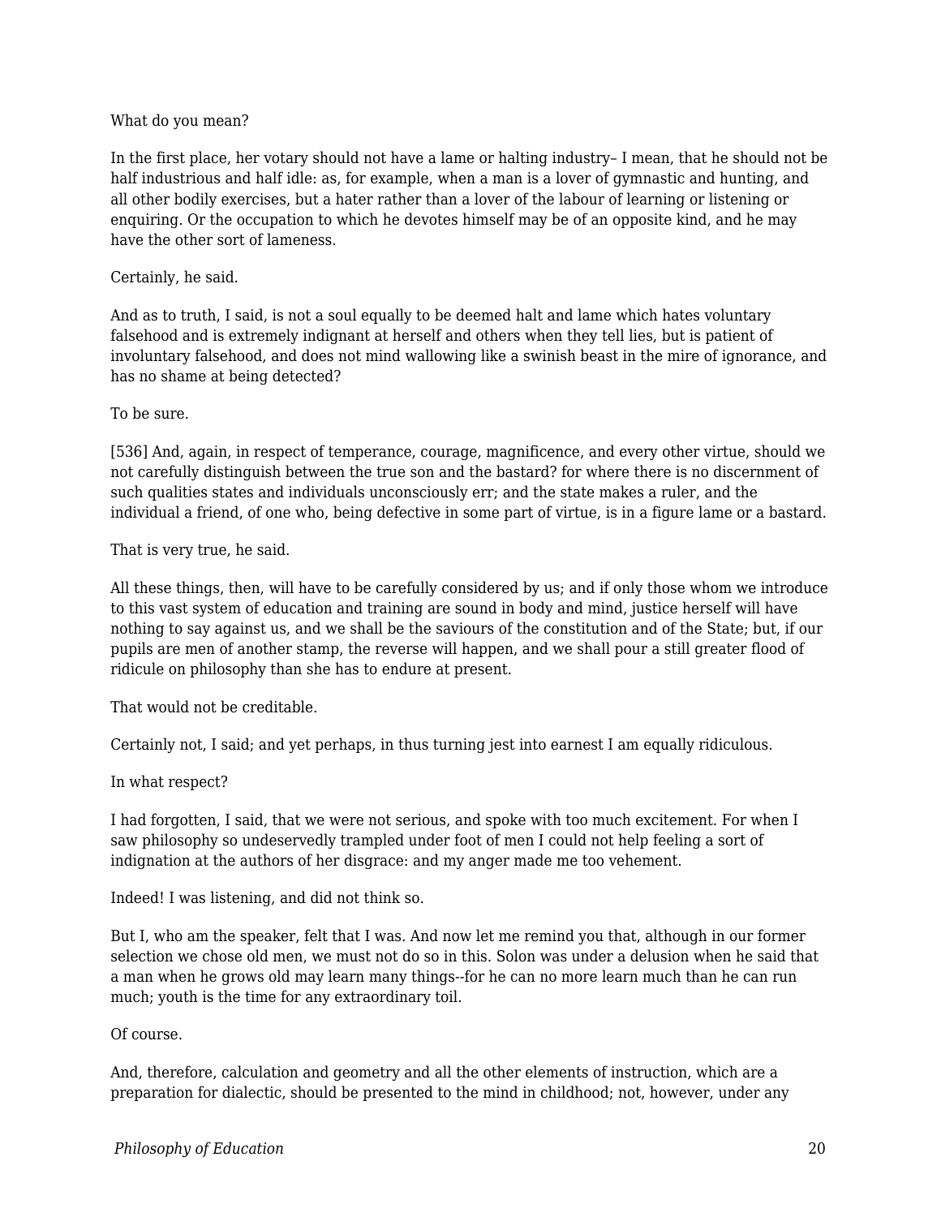What do you mean?

In the first place, her votary should not have a lame or halting industry– I mean, that he should not be half industrious and half idle: as, for example, when a man is a lover of gymnastic and hunting, and all other bodily exercises, but a hater rather than a lover of the labour of learning or listening or enquiring. Or the occupation to which he devotes himself may be of an opposite kind, and he may have the other sort of lameness.

Certainly, he said.

And as to truth, I said, is not a soul equally to be deemed halt and lame which hates voluntary falsehood and is extremely indignant at herself and others when they tell lies, but is patient of involuntary falsehood, and does not mind wallowing like a swinish beast in the mire of ignorance, and has no shame at being detected?

To be sure.

[536] And, again, in respect of temperance, courage, magnificence, and every other virtue, should we not carefully distinguish between the true son and the bastard? for where there is no discernment of such qualities states and individuals unconsciously err; and the state makes a ruler, and the individual a friend, of one who, being defective in some part of virtue, is in a figure lame or a bastard.

That is very true, he said.

All these things, then, will have to be carefully considered by us; and if only those whom we introduce to this vast system of education and training are sound in body and mind, justice herself will have nothing to say against us, and we shall be the saviours of the constitution and of the State; but, if our pupils are men of another stamp, the reverse will happen, and we shall pour a still greater flood of ridicule on philosophy than she has to endure at present.

That would not be creditable.

Certainly not, I said; and yet perhaps, in thus turning jest into earnest I am equally ridiculous.

In what respect?

I had forgotten, I said, that we were not serious, and spoke with too much excitement. For when I saw philosophy so undeservedly trampled under foot of men I could not help feeling a sort of indignation at the authors of her disgrace: and my anger made me too vehement.

Indeed! I was listening, and did not think so.

But I, who am the speaker, felt that I was. And now let me remind you that, although in our former selection we chose old men, we must not do so in this. Solon was under a delusion when he said that a man when he grows old may learn many things--for he can no more learn much than he can run much; youth is the time for any extraordinary toil.

Of course.

And, therefore, calculation and geometry and all the other elements of instruction, which are a preparation for dialectic, should be presented to the mind in childhood; not, however, under any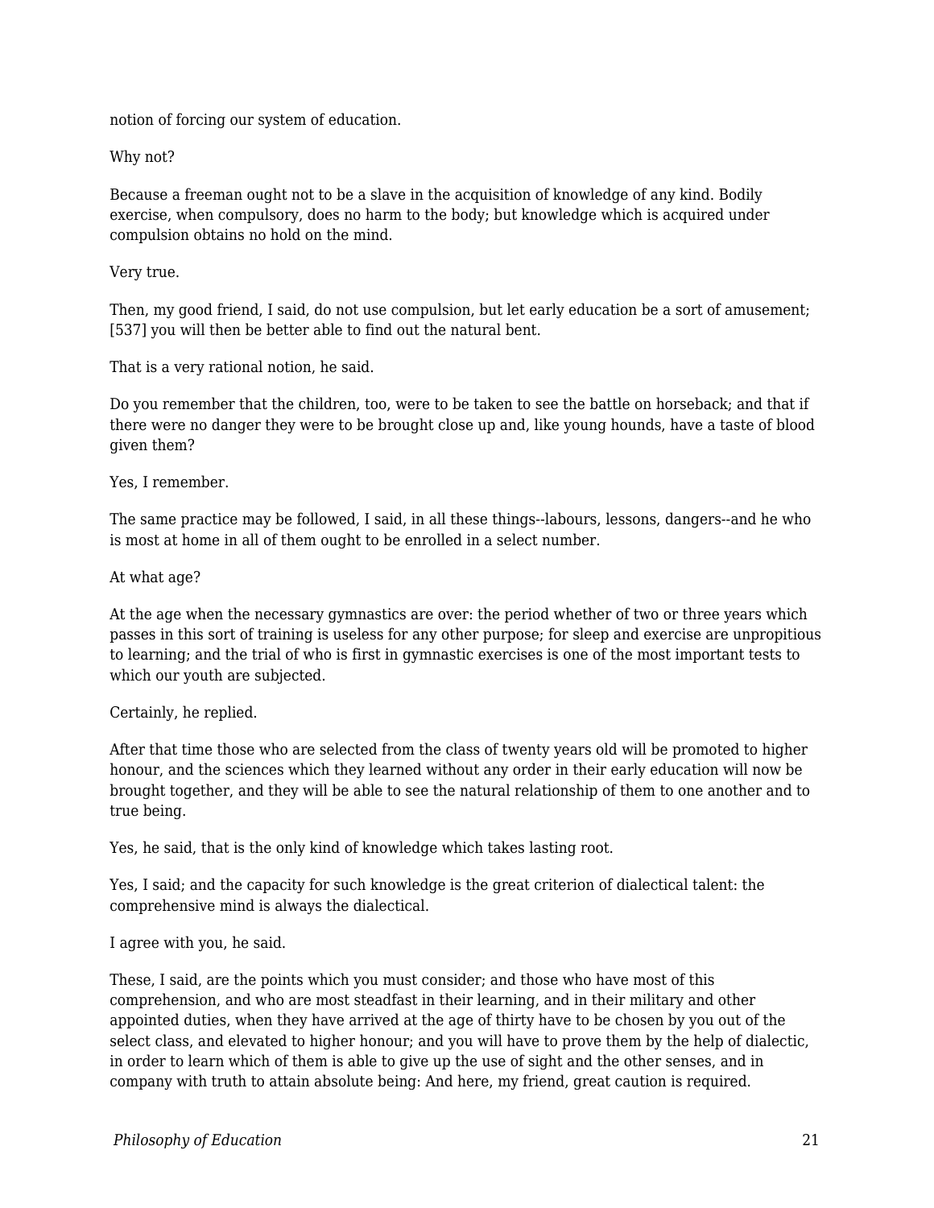notion of forcing our system of education.

Why not?

Because a freeman ought not to be a slave in the acquisition of knowledge of any kind. Bodily exercise, when compulsory, does no harm to the body; but knowledge which is acquired under compulsion obtains no hold on the mind.

Very true.

Then, my good friend, I said, do not use compulsion, but let early education be a sort of amusement; [537] you will then be better able to find out the natural bent.

That is a very rational notion, he said.

Do you remember that the children, too, were to be taken to see the battle on horseback; and that if there were no danger they were to be brought close up and, like young hounds, have a taste of blood given them?

Yes, I remember.

The same practice may be followed, I said, in all these things--labours, lessons, dangers--and he who is most at home in all of them ought to be enrolled in a select number.

At what age?

At the age when the necessary gymnastics are over: the period whether of two or three years which passes in this sort of training is useless for any other purpose; for sleep and exercise are unpropitious to learning; and the trial of who is first in gymnastic exercises is one of the most important tests to which our youth are subjected.

Certainly, he replied.

After that time those who are selected from the class of twenty years old will be promoted to higher honour, and the sciences which they learned without any order in their early education will now be brought together, and they will be able to see the natural relationship of them to one another and to true being.

Yes, he said, that is the only kind of knowledge which takes lasting root.

Yes, I said; and the capacity for such knowledge is the great criterion of dialectical talent: the comprehensive mind is always the dialectical.

I agree with you, he said.

These, I said, are the points which you must consider; and those who have most of this comprehension, and who are most steadfast in their learning, and in their military and other appointed duties, when they have arrived at the age of thirty have to be chosen by you out of the select class, and elevated to higher honour; and you will have to prove them by the help of dialectic, in order to learn which of them is able to give up the use of sight and the other senses, and in company with truth to attain absolute being: And here, my friend, great caution is required.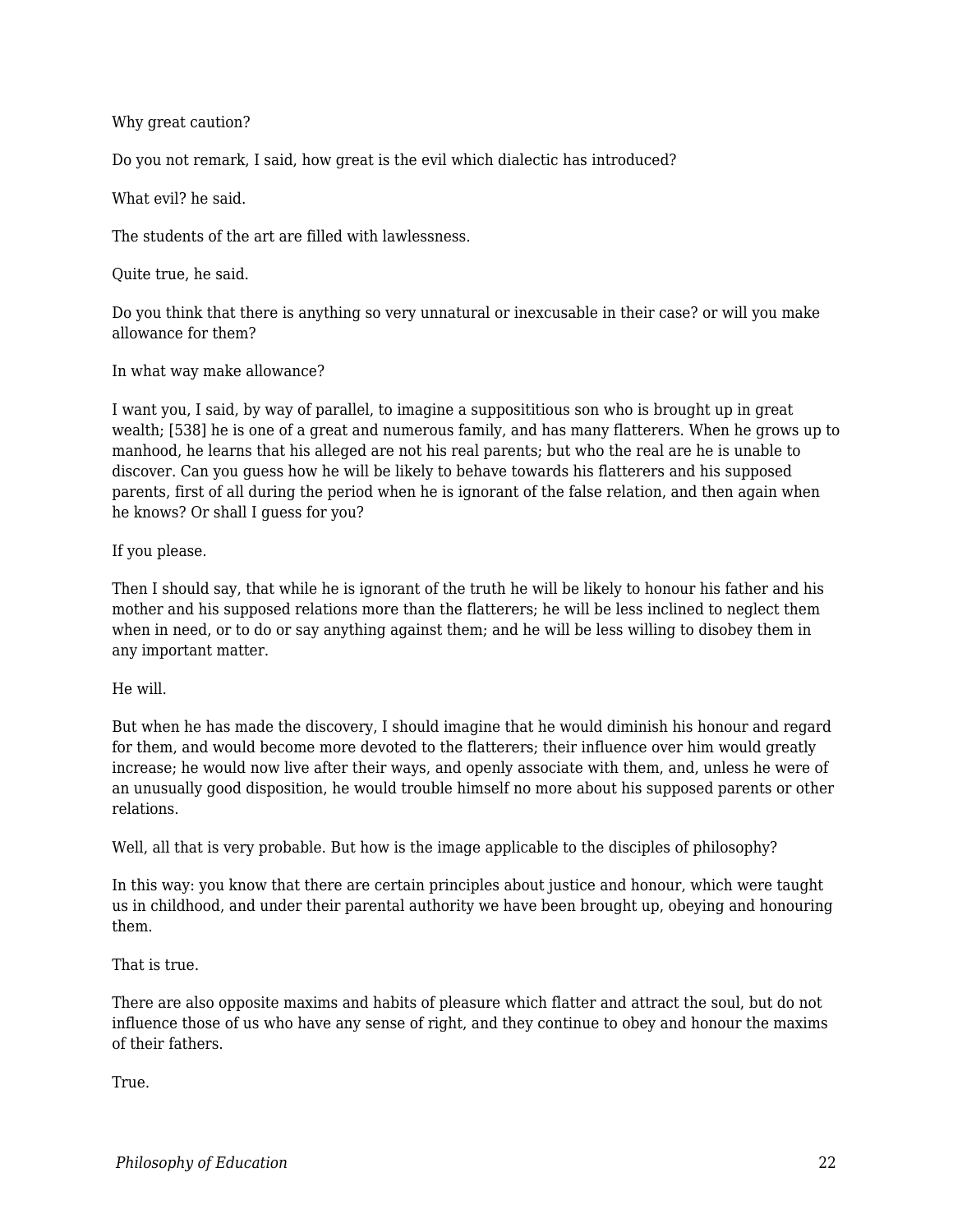Why great caution?

Do you not remark, I said, how great is the evil which dialectic has introduced?

What evil? he said.

The students of the art are filled with lawlessness.

Quite true, he said.

Do you think that there is anything so very unnatural or inexcusable in their case? or will you make allowance for them?

In what way make allowance?

I want you, I said, by way of parallel, to imagine a supposititious son who is brought up in great wealth; [538] he is one of a great and numerous family, and has many flatterers. When he grows up to manhood, he learns that his alleged are not his real parents; but who the real are he is unable to discover. Can you guess how he will be likely to behave towards his flatterers and his supposed parents, first of all during the period when he is ignorant of the false relation, and then again when he knows? Or shall I guess for you?

If you please.

Then I should say, that while he is ignorant of the truth he will be likely to honour his father and his mother and his supposed relations more than the flatterers; he will be less inclined to neglect them when in need, or to do or say anything against them; and he will be less willing to disobey them in any important matter.

He will.

But when he has made the discovery, I should imagine that he would diminish his honour and regard for them, and would become more devoted to the flatterers; their influence over him would greatly increase; he would now live after their ways, and openly associate with them, and, unless he were of an unusually good disposition, he would trouble himself no more about his supposed parents or other relations.

Well, all that is very probable. But how is the image applicable to the disciples of philosophy?

In this way: you know that there are certain principles about justice and honour, which were taught us in childhood, and under their parental authority we have been brought up, obeying and honouring them.

That is true.

There are also opposite maxims and habits of pleasure which flatter and attract the soul, but do not influence those of us who have any sense of right, and they continue to obey and honour the maxims of their fathers.

True.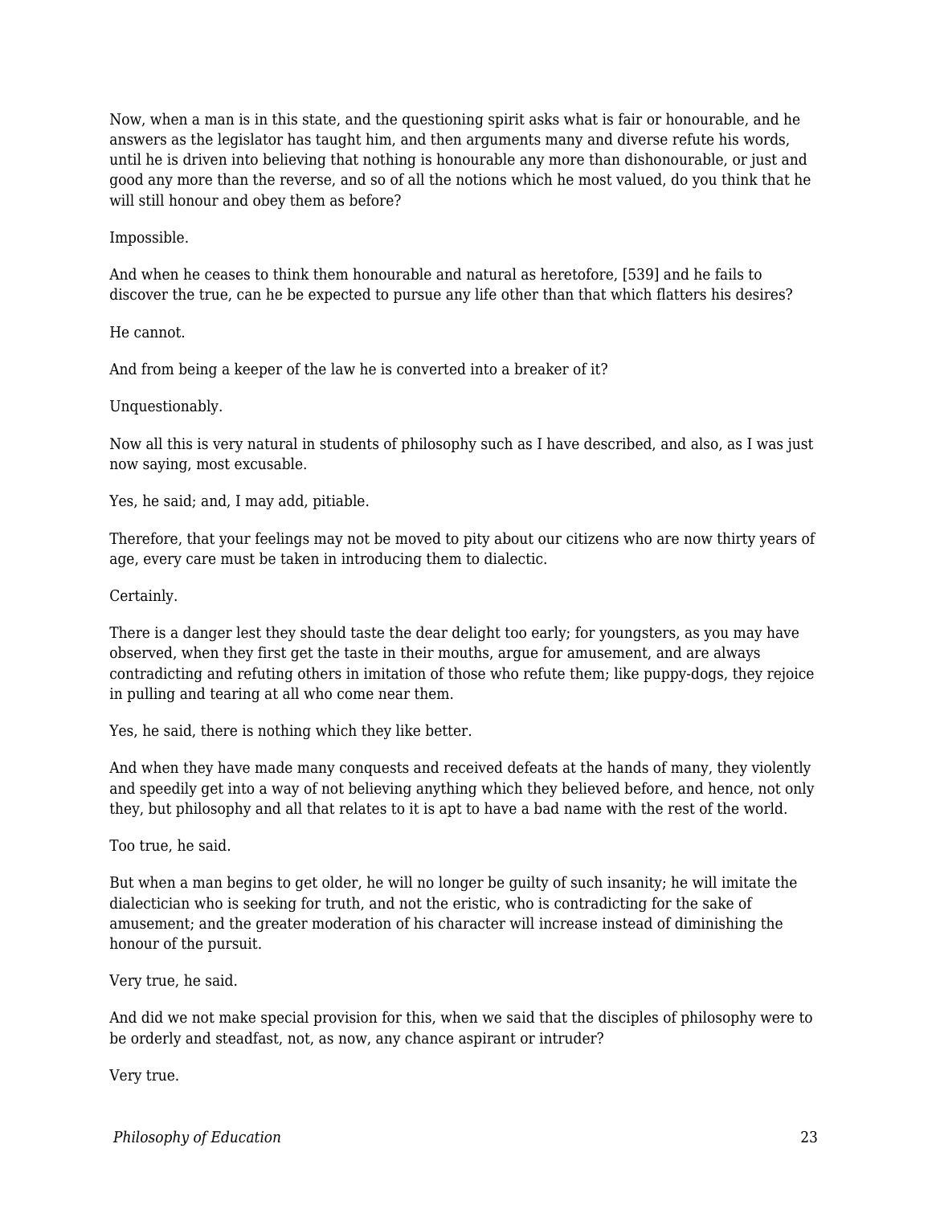Now, when a man is in this state, and the questioning spirit asks what is fair or honourable, and he answers as the legislator has taught him, and then arguments many and diverse refute his words, until he is driven into believing that nothing is honourable any more than dishonourable, or just and good any more than the reverse, and so of all the notions which he most valued, do you think that he will still honour and obey them as before?

Impossible.

And when he ceases to think them honourable and natural as heretofore, [539] and he fails to discover the true, can he be expected to pursue any life other than that which flatters his desires?

He cannot.

And from being a keeper of the law he is converted into a breaker of it?

Unquestionably.

Now all this is very natural in students of philosophy such as I have described, and also, as I was just now saying, most excusable.

Yes, he said; and, I may add, pitiable.

Therefore, that your feelings may not be moved to pity about our citizens who are now thirty years of age, every care must be taken in introducing them to dialectic.

Certainly.

There is a danger lest they should taste the dear delight too early; for youngsters, as you may have observed, when they first get the taste in their mouths, argue for amusement, and are always contradicting and refuting others in imitation of those who refute them; like puppy-dogs, they rejoice in pulling and tearing at all who come near them.

Yes, he said, there is nothing which they like better.

And when they have made many conquests and received defeats at the hands of many, they violently and speedily get into a way of not believing anything which they believed before, and hence, not only they, but philosophy and all that relates to it is apt to have a bad name with the rest of the world.

Too true, he said.

But when a man begins to get older, he will no longer be guilty of such insanity; he will imitate the dialectician who is seeking for truth, and not the eristic, who is contradicting for the sake of amusement; and the greater moderation of his character will increase instead of diminishing the honour of the pursuit.

Very true, he said.

And did we not make special provision for this, when we said that the disciples of philosophy were to be orderly and steadfast, not, as now, any chance aspirant or intruder?

Very true.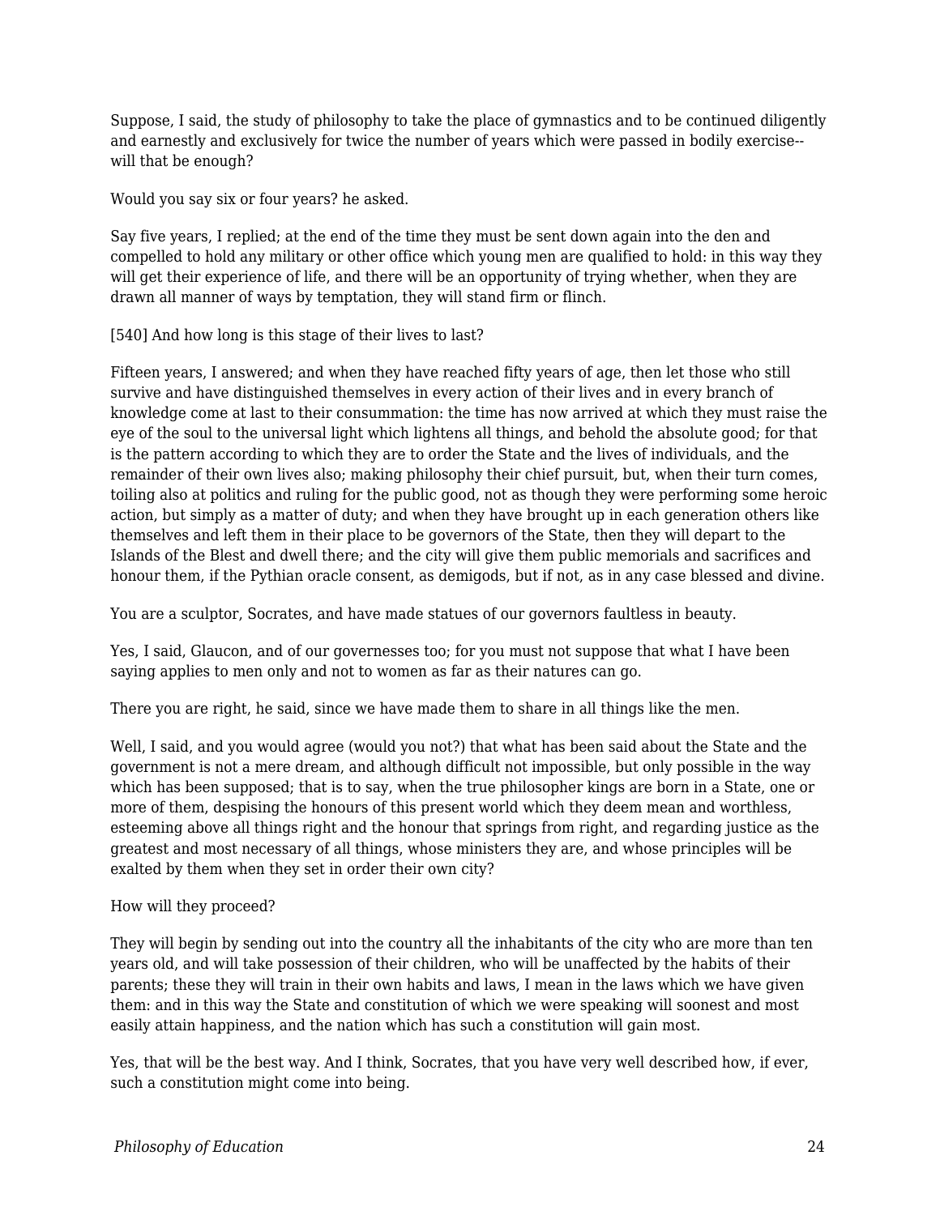Suppose, I said, the study of philosophy to take the place of gymnastics and to be continued diligently and earnestly and exclusively for twice the number of years which were passed in bodily exercise--will that be enough?

Would you say six or four years? he asked.

Say five years, I replied; at the end of the time they must be sent down again into the den and compelled to hold any military or other office which young men are qualified to hold: in this way they will get their experience of life, and there will be an opportunity of trying whether, when they are drawn all manner of ways by temptation, they will stand firm or flinch.

[540] And how long is this stage of their lives to last?

Fifteen years, I answered; and when they have reached fifty years of age, then let those who still survive and have distinguished themselves in every action of their lives and in every branch of knowledge come at last to their consummation: the time has now arrived at which they must raise the eye of the soul to the universal light which lightens all things, and behold the absolute good; for that is the pattern according to which they are to order the State and the lives of individuals, and the remainder of their own lives also; making philosophy their chief pursuit, but, when their turn comes, toiling also at politics and ruling for the public good, not as though they were performing some heroic action, but simply as a matter of duty; and when they have brought up in each generation others like themselves and left them in their place to be governors of the State, then they will depart to the Islands of the Blest and dwell there; and the city will give them public memorials and sacrifices and honour them, if the Pythian oracle consent, as demigods, but if not, as in any case blessed and divine.

You are a sculptor, Socrates, and have made statues of our governors faultless in beauty.

Yes, I said, Glaucon, and of our governesses too; for you must not suppose that what I have been saying applies to men only and not to women as far as their natures can go.

There you are right, he said, since we have made them to share in all things like the men.

Well, I said, and you would agree (would you not?) that what has been said about the State and the government is not a mere dream, and although difficult not impossible, but only possible in the way which has been supposed; that is to say, when the true philosopher kings are born in a State, one or more of them, despising the honours of this present world which they deem mean and worthless, esteeming above all things right and the honour that springs from right, and regarding justice as the greatest and most necessary of all things, whose ministers they are, and whose principles will be exalted by them when they set in order their own city?

How will they proceed?

They will begin by sending out into the country all the inhabitants of the city who are more than ten years old, and will take possession of their children, who will be unaffected by the habits of their parents; these they will train in their own habits and laws, I mean in the laws which we have given them: and in this way the State and constitution of which we were speaking will soonest and most easily attain happiness, and the nation which has such a constitution will gain most.

Yes, that will be the best way. And I think, Socrates, that you have very well described how, if ever, such a constitution might come into being.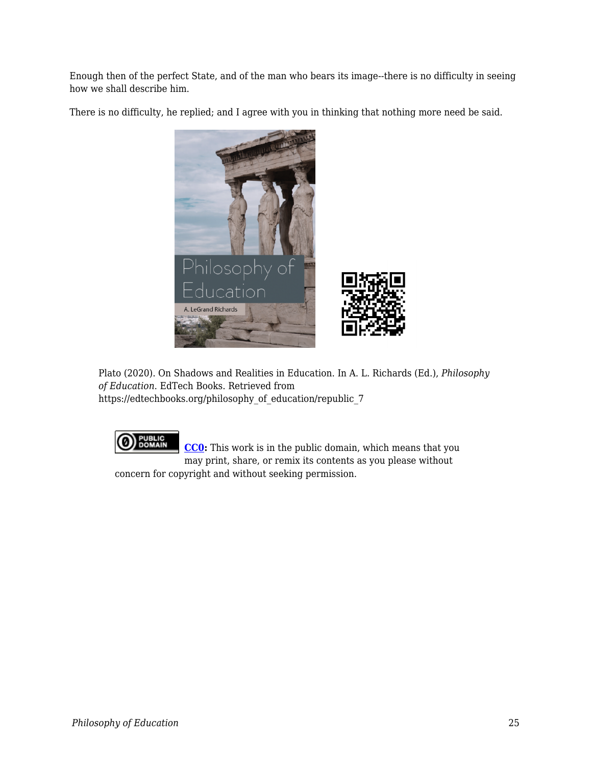Enough then of the perfect State, and of the man who bears its image--there is no difficulty in seeing how we shall describe him.

There is no difficulty, he replied; and I agree with you in thinking that nothing more need be said.

Plato (2020). On Shadows and Realities in Education. In A. L. Richards (Ed.), *Philosophy of Education*. EdTech Books. Retrieved from https://edtechbooks.org/philosophy_of_education/republic_7

**CC0:** This work is in the public domain, which means that you may print, share, or remix its contents as you please without concern for copyright and without seeking permission.